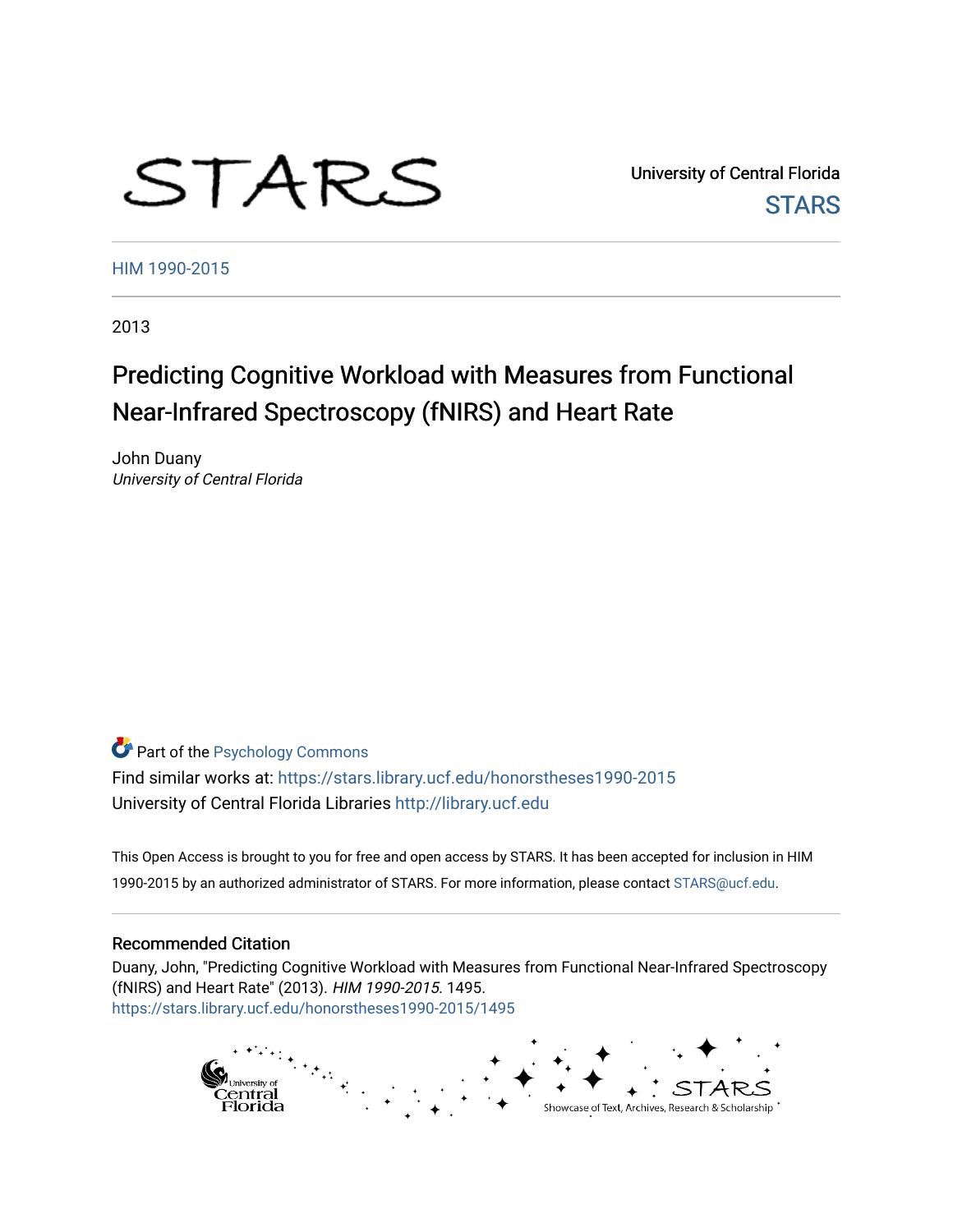STARS

University of Central Florida
STARS

HIM 1990-2015

2013

# Predicting Cognitive Workload with Measures from Functional Near-Infrared Spectroscopy (fNIRS) and Heart Rate

John Duany
*University of Central Florida*

Part of the Psychology Commons
Find similar works at: https://stars.library.ucf.edu/honorstheses1990-2015
University of Central Florida Libraries http://library.ucf.edu

This Open Access is brought to you for free and open access by STARS. It has been accepted for inclusion in HIM 1990-2015 by an authorized administrator of STARS. For more information, please contact STARS@ucf.edu.

## Recommended Citation

Duany, John, "Predicting Cognitive Workload with Measures from Functional Near-Infrared Spectroscopy (fNIRS) and Heart Rate" (2013). *HIM 1990-2015*. 1495.
https://stars.library.ucf.edu/honorstheses1990-2015/1495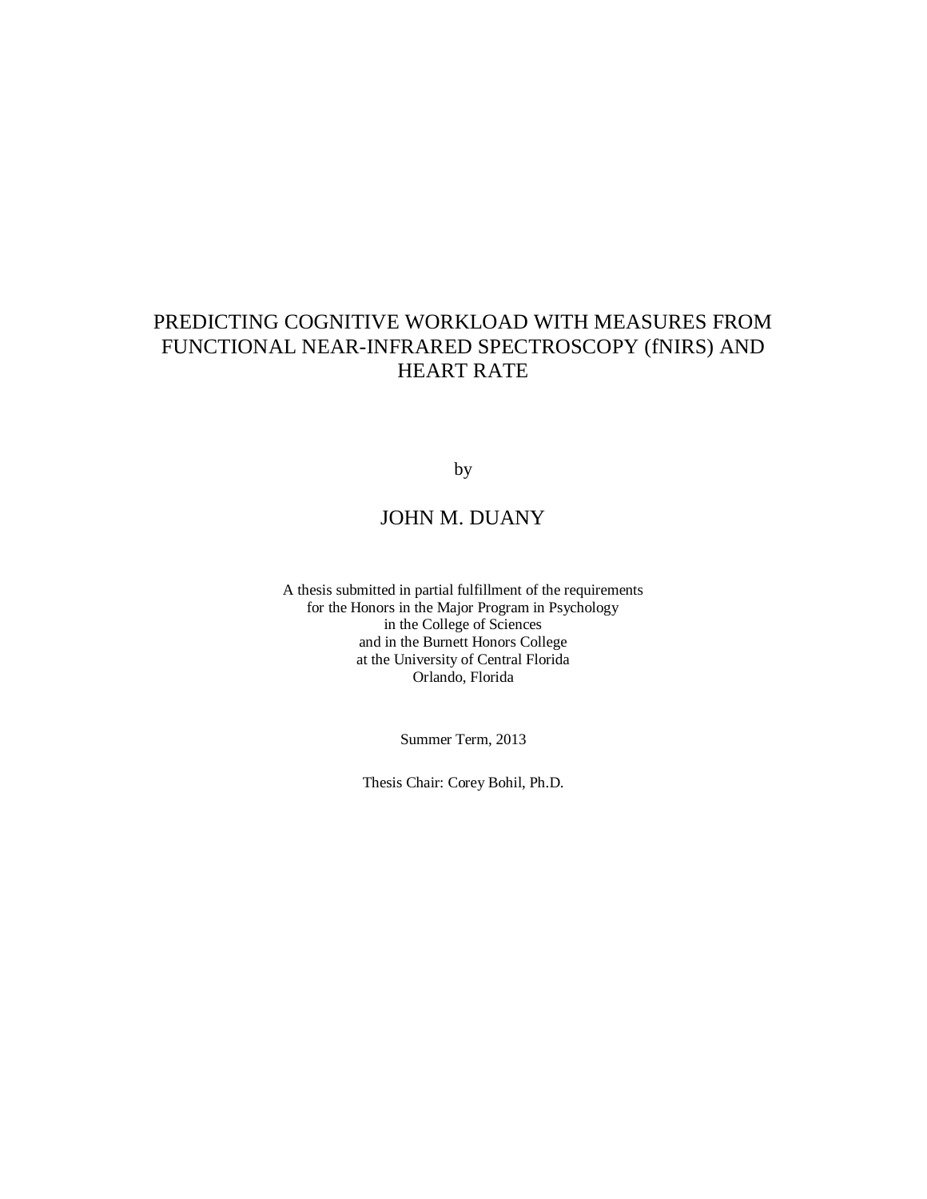# PREDICTING COGNITIVE WORKLOAD WITH MEASURES FROM FUNCTIONAL NEAR-INFRARED SPECTROSCOPY (fNIRS) AND HEART RATE

by

JOHN M. DUANY

A thesis submitted in partial fulfillment of the requirements
for the Honors in the Major Program in Psychology
in the College of Sciences
and in the Burnett Honors College
at the University of Central Florida
Orlando, Florida

Summer Term, 2013

Thesis Chair: Corey Bohil, Ph.D.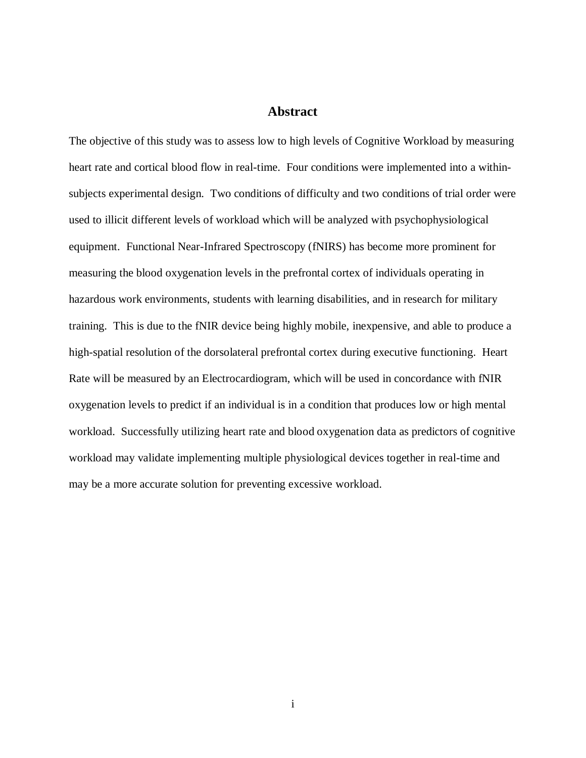## Abstract

The objective of this study was to assess low to high levels of Cognitive Workload by measuring heart rate and cortical blood flow in real-time. Four conditions were implemented into a within-subjects experimental design. Two conditions of difficulty and two conditions of trial order were used to illicit different levels of workload which will be analyzed with psychophysiological equipment. Functional Near-Infrared Spectroscopy (fNIRS) has become more prominent for measuring the blood oxygenation levels in the prefrontal cortex of individuals operating in hazardous work environments, students with learning disabilities, and in research for military training. This is due to the fNIR device being highly mobile, inexpensive, and able to produce a high-spatial resolution of the dorsolateral prefrontal cortex during executive functioning. Heart Rate will be measured by an Electrocardiogram, which will be used in concordance with fNIR oxygenation levels to predict if an individual is in a condition that produces low or high mental workload. Successfully utilizing heart rate and blood oxygenation data as predictors of cognitive workload may validate implementing multiple physiological devices together in real-time and may be a more accurate solution for preventing excessive workload.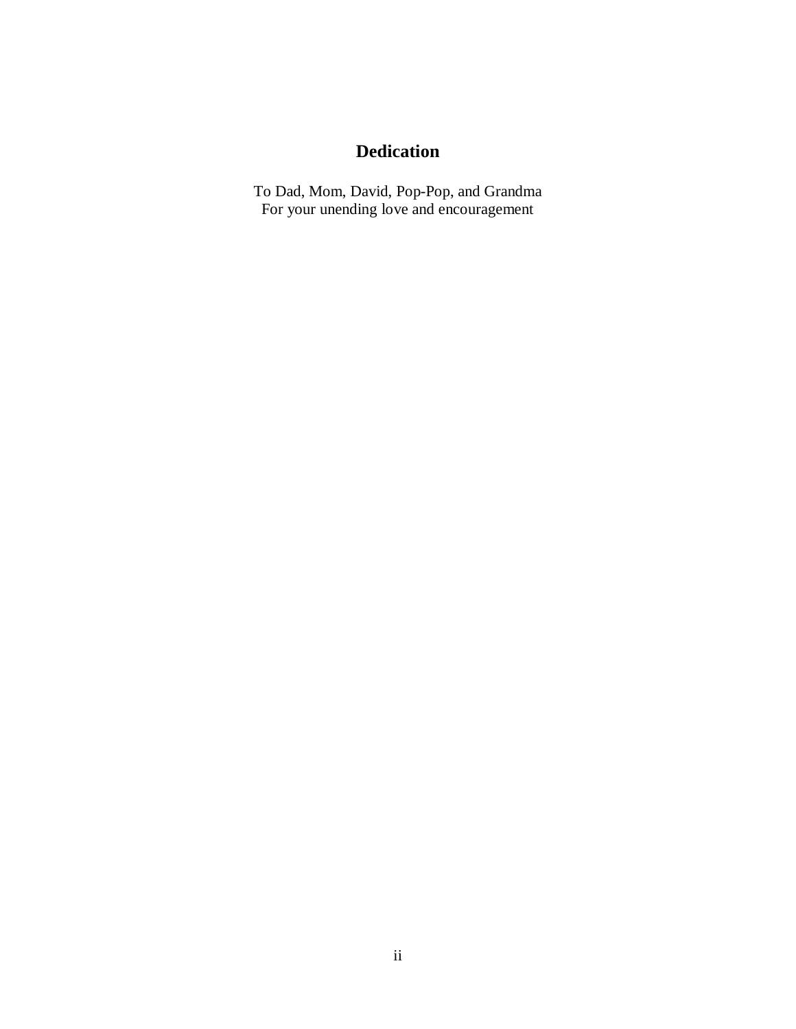# Dedication

To Dad, Mom, David, Pop-Pop, and Grandma
For your unending love and encouragement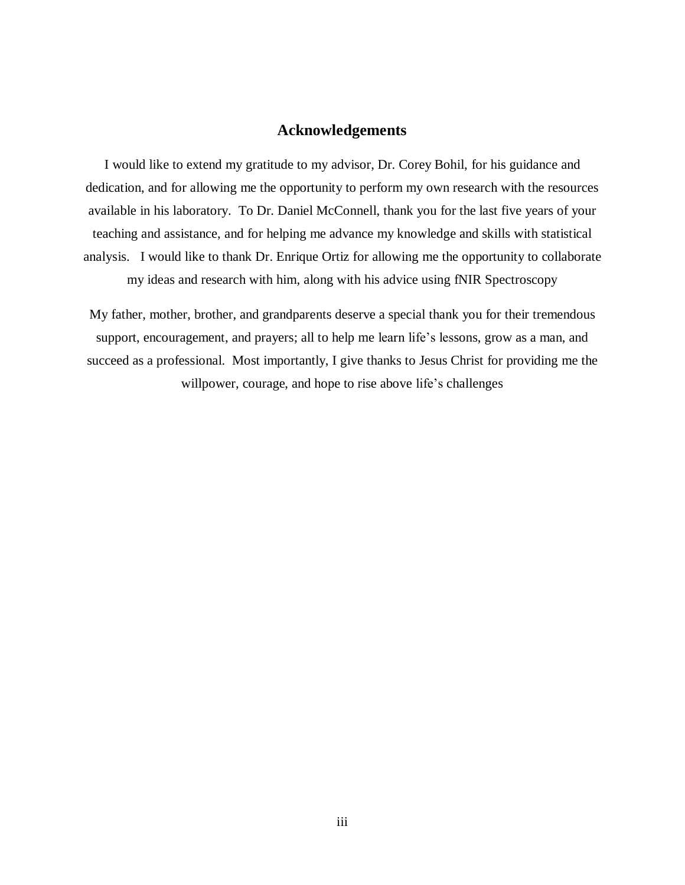## Acknowledgements

I would like to extend my gratitude to my advisor, Dr. Corey Bohil, for his guidance and dedication, and for allowing me the opportunity to perform my own research with the resources available in his laboratory. To Dr. Daniel McConnell, thank you for the last five years of your teaching and assistance, and for helping me advance my knowledge and skills with statistical analysis. I would like to thank Dr. Enrique Ortiz for allowing me the opportunity to collaborate my ideas and research with him, along with his advice using fNIR Spectroscopy

My father, mother, brother, and grandparents deserve a special thank you for their tremendous support, encouragement, and prayers; all to help me learn life's lessons, grow as a man, and succeed as a professional. Most importantly, I give thanks to Jesus Christ for providing me the willpower, courage, and hope to rise above life's challenges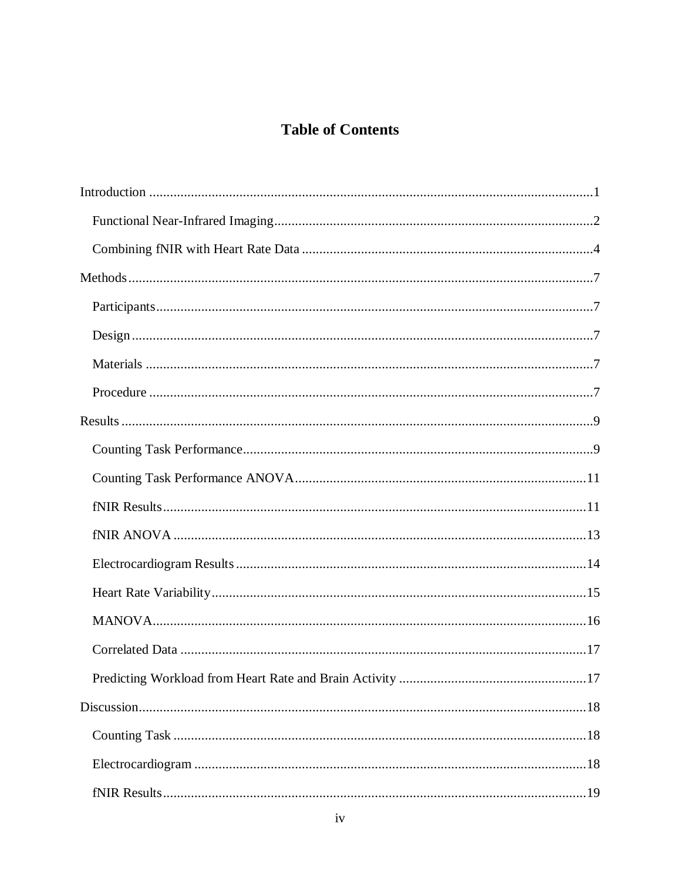# Table of Contents

Introduction ....................................................................................................................1

- Functional Near-Infrared Imaging...........................................................................2
- Combining fNIR with Heart Rate Data ....................................................................4

Methods.............................................................................................................................7

- Participants.............................................................................................................7
- Design.....................................................................................................................7
- Materials .................................................................................................................7
- Procedure ................................................................................................................7

Results...............................................................................................................................9

- Counting Task Performance.....................................................................................9
- Counting Task Performance ANOVA....................................................................11
- fNIR Results..........................................................................................................11
- fNIR ANOVA ........................................................................................................13
- Electrocardiogram Results.....................................................................................14
- Heart Rate Variability............................................................................................15
- MANOVA..............................................................................................................16
- Correlated Data .....................................................................................................17
- Predicting Workload from Heart Rate and Brain Activity ......................................17

Discussion........................................................................................................................18

- Counting Task .......................................................................................................18
- Electrocardiogram .................................................................................................18
- fNIR Results..........................................................................................................19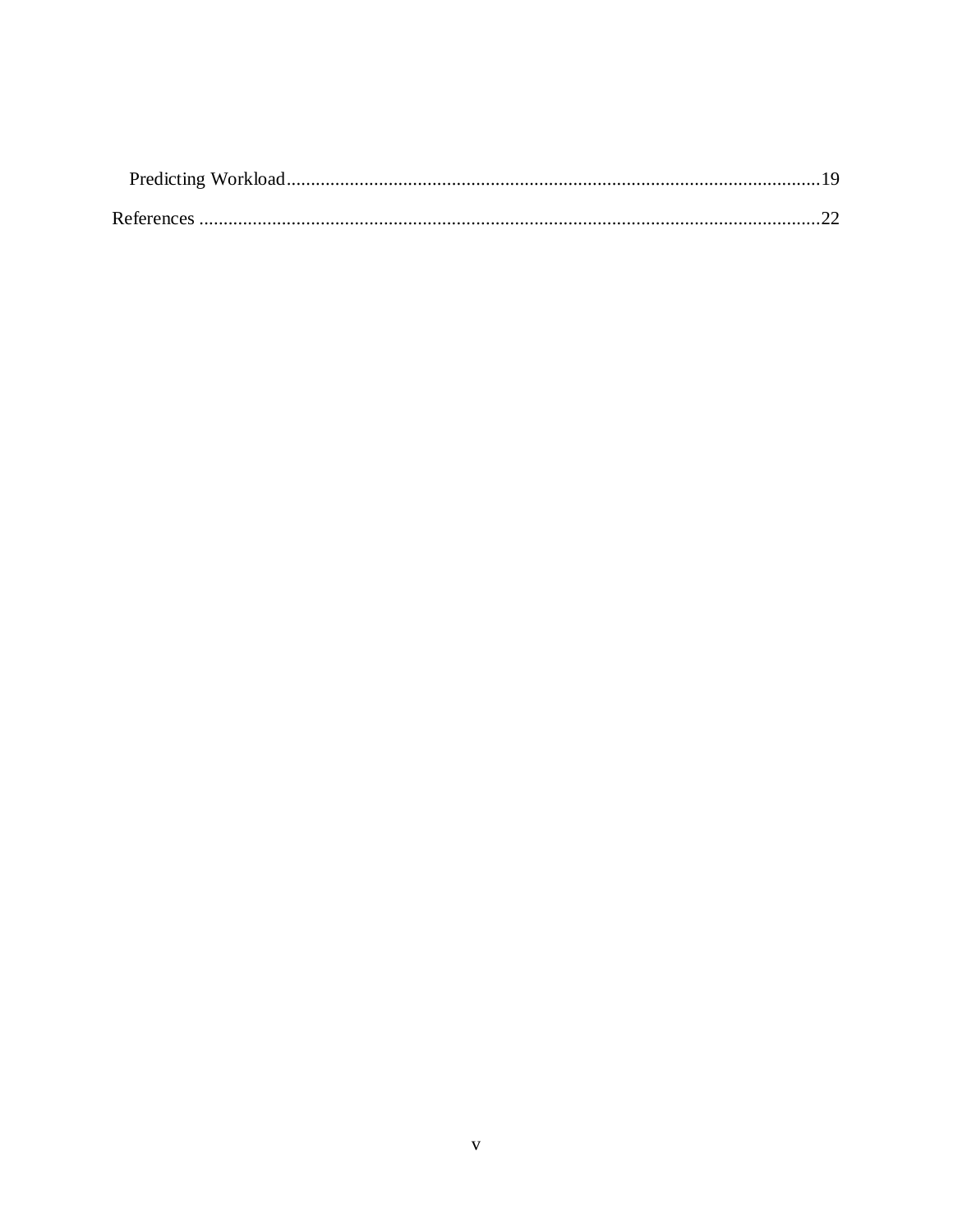Predicting Workload .......................................................................................................................19

References ..........................................................................................................................22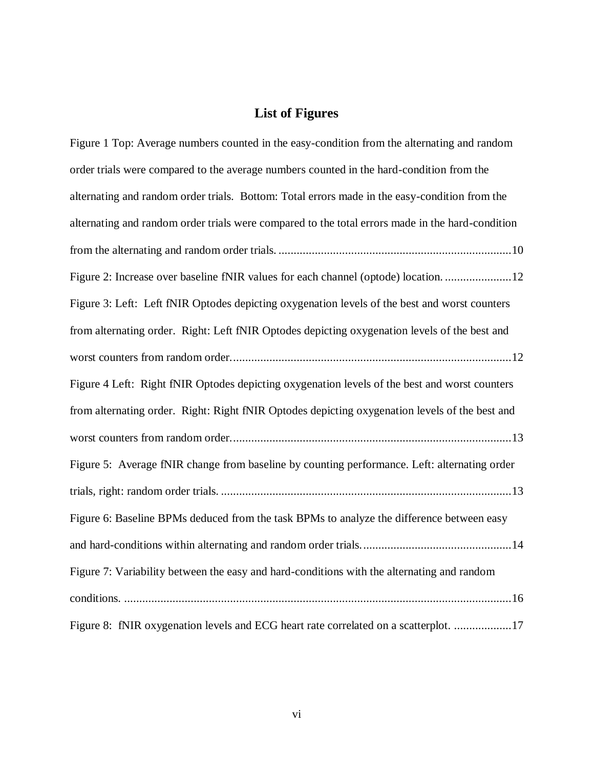## List of Figures

Figure 1 Top: Average numbers counted in the easy-condition from the alternating and random order trials were compared to the average numbers counted in the hard-condition from the alternating and random order trials. Bottom: Total errors made in the easy-condition from the alternating and random order trials were compared to the total errors made in the hard-condition from the alternating and random order trials. ............................................................................10

Figure 2: Increase over baseline fNIR values for each channel (optode) location. ......................12

Figure 3: Left: Left fNIR Optodes depicting oxygenation levels of the best and worst counters from alternating order. Right: Left fNIR Optodes depicting oxygenation levels of the best and worst counters from random order. ...........................................................................................12

Figure 4 Left: Right fNIR Optodes depicting oxygenation levels of the best and worst counters from alternating order. Right: Right fNIR Optodes depicting oxygenation levels of the best and worst counters from random order. ...........................................................................................13

Figure 5: Average fNIR change from baseline by counting performance. Left: alternating order trials, right: random order trials. ...............................................................................................13

Figure 6: Baseline BPMs deduced from the task BPMs to analyze the difference between easy and hard-conditions within alternating and random order trials. ................................................14

Figure 7: Variability between the easy and hard-conditions with the alternating and random conditions. ..............................................................................................................................16

Figure 8: fNIR oxygenation levels and ECG heart rate correlated on a scatterplot. ...................17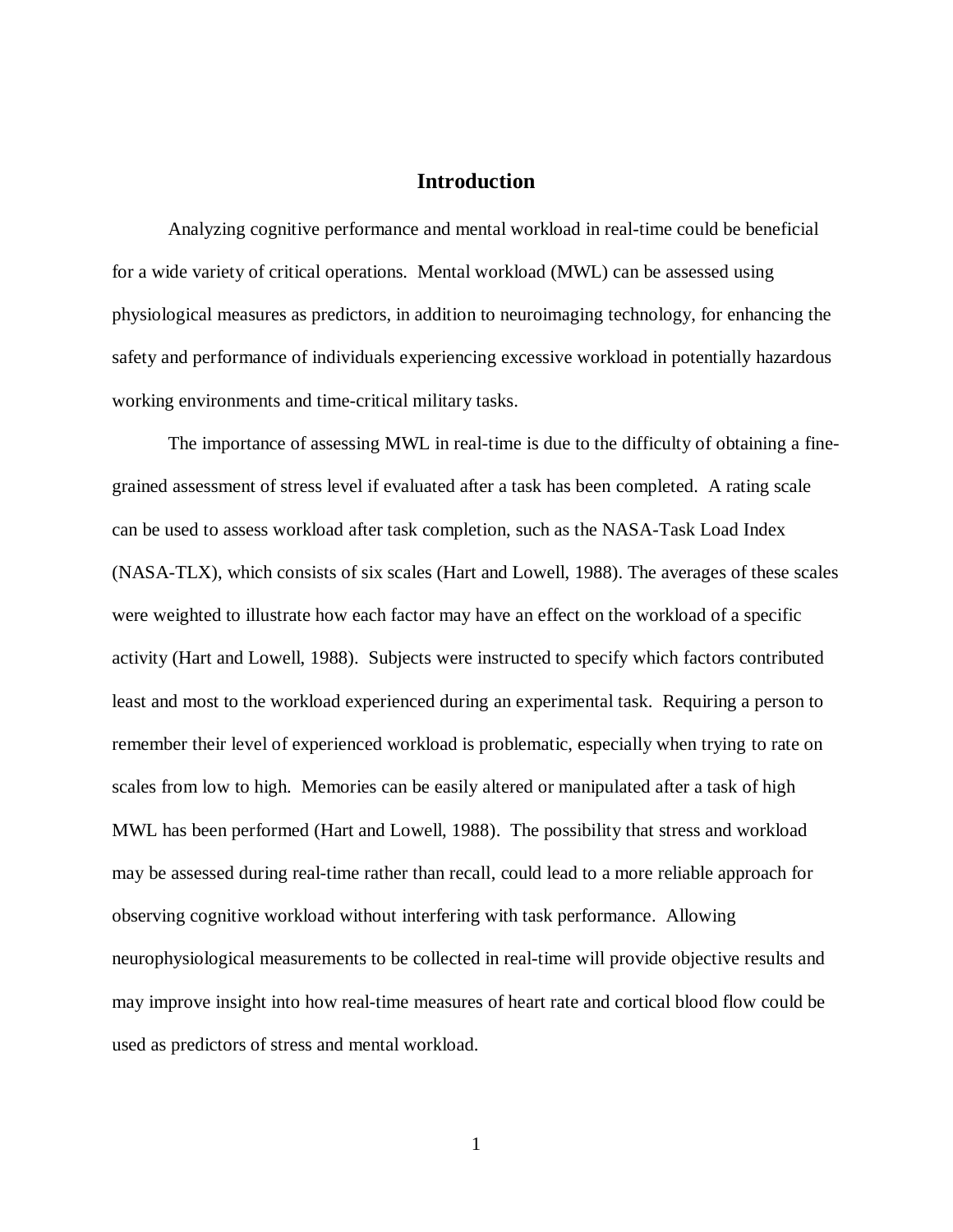# Introduction

Analyzing cognitive performance and mental workload in real-time could be beneficial for a wide variety of critical operations. Mental workload (MWL) can be assessed using physiological measures as predictors, in addition to neuroimaging technology, for enhancing the safety and performance of individuals experiencing excessive workload in potentially hazardous working environments and time-critical military tasks.

The importance of assessing MWL in real-time is due to the difficulty of obtaining a fine-grained assessment of stress level if evaluated after a task has been completed. A rating scale can be used to assess workload after task completion, such as the NASA-Task Load Index (NASA-TLX), which consists of six scales (Hart and Lowell, 1988). The averages of these scales were weighted to illustrate how each factor may have an effect on the workload of a specific activity (Hart and Lowell, 1988). Subjects were instructed to specify which factors contributed least and most to the workload experienced during an experimental task. Requiring a person to remember their level of experienced workload is problematic, especially when trying to rate on scales from low to high. Memories can be easily altered or manipulated after a task of high MWL has been performed (Hart and Lowell, 1988). The possibility that stress and workload may be assessed during real-time rather than recall, could lead to a more reliable approach for observing cognitive workload without interfering with task performance. Allowing neurophysiological measurements to be collected in real-time will provide objective results and may improve insight into how real-time measures of heart rate and cortical blood flow could be used as predictors of stress and mental workload.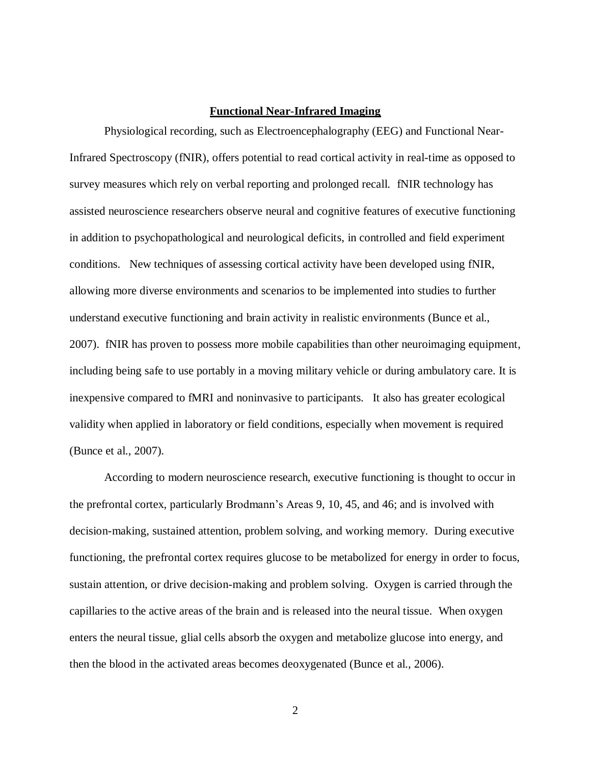## Functional Near-Infrared Imaging

Physiological recording, such as Electroencephalography (EEG) and Functional Near-Infrared Spectroscopy (fNIR), offers potential to read cortical activity in real-time as opposed to survey measures which rely on verbal reporting and prolonged recall. fNIR technology has assisted neuroscience researchers observe neural and cognitive features of executive functioning in addition to psychopathological and neurological deficits, in controlled and field experiment conditions. New techniques of assessing cortical activity have been developed using fNIR, allowing more diverse environments and scenarios to be implemented into studies to further understand executive functioning and brain activity in realistic environments (Bunce et al., 2007). fNIR has proven to possess more mobile capabilities than other neuroimaging equipment, including being safe to use portably in a moving military vehicle or during ambulatory care. It is inexpensive compared to fMRI and noninvasive to participants. It also has greater ecological validity when applied in laboratory or field conditions, especially when movement is required (Bunce et al., 2007).

According to modern neuroscience research, executive functioning is thought to occur in the prefrontal cortex, particularly Brodmann's Areas 9, 10, 45, and 46; and is involved with decision-making, sustained attention, problem solving, and working memory. During executive functioning, the prefrontal cortex requires glucose to be metabolized for energy in order to focus, sustain attention, or drive decision-making and problem solving. Oxygen is carried through the capillaries to the active areas of the brain and is released into the neural tissue. When oxygen enters the neural tissue, glial cells absorb the oxygen and metabolize glucose into energy, and then the blood in the activated areas becomes deoxygenated (Bunce et al., 2006).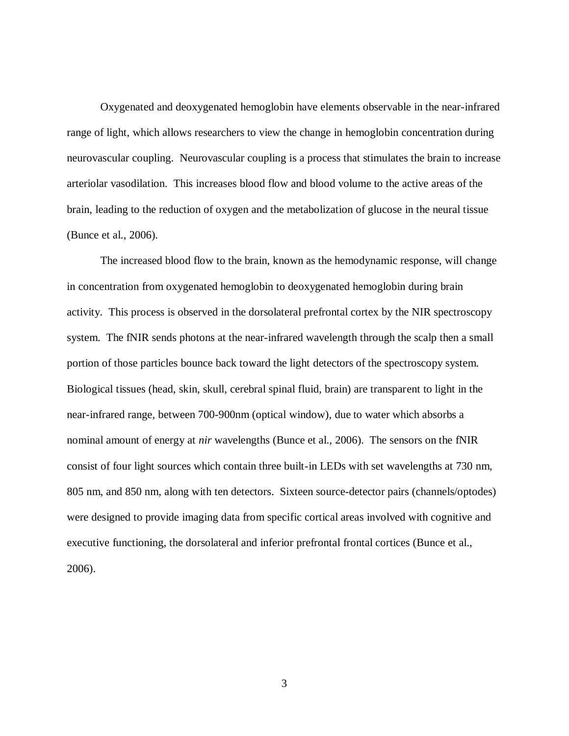Oxygenated and deoxygenated hemoglobin have elements observable in the near-infrared range of light, which allows researchers to view the change in hemoglobin concentration during neurovascular coupling. Neurovascular coupling is a process that stimulates the brain to increase arteriolar vasodilation. This increases blood flow and blood volume to the active areas of the brain, leading to the reduction of oxygen and the metabolization of glucose in the neural tissue (Bunce et al., 2006).

The increased blood flow to the brain, known as the hemodynamic response, will change in concentration from oxygenated hemoglobin to deoxygenated hemoglobin during brain activity. This process is observed in the dorsolateral prefrontal cortex by the NIR spectroscopy system. The fNIR sends photons at the near-infrared wavelength through the scalp then a small portion of those particles bounce back toward the light detectors of the spectroscopy system. Biological tissues (head, skin, skull, cerebral spinal fluid, brain) are transparent to light in the near-infrared range, between 700-900nm (optical window), due to water which absorbs a nominal amount of energy at *nir* wavelengths (Bunce et al., 2006). The sensors on the fNIR consist of four light sources which contain three built-in LEDs with set wavelengths at 730 nm, 805 nm, and 850 nm, along with ten detectors. Sixteen source-detector pairs (channels/optodes) were designed to provide imaging data from specific cortical areas involved with cognitive and executive functioning, the dorsolateral and inferior prefrontal frontal cortices (Bunce et al., 2006).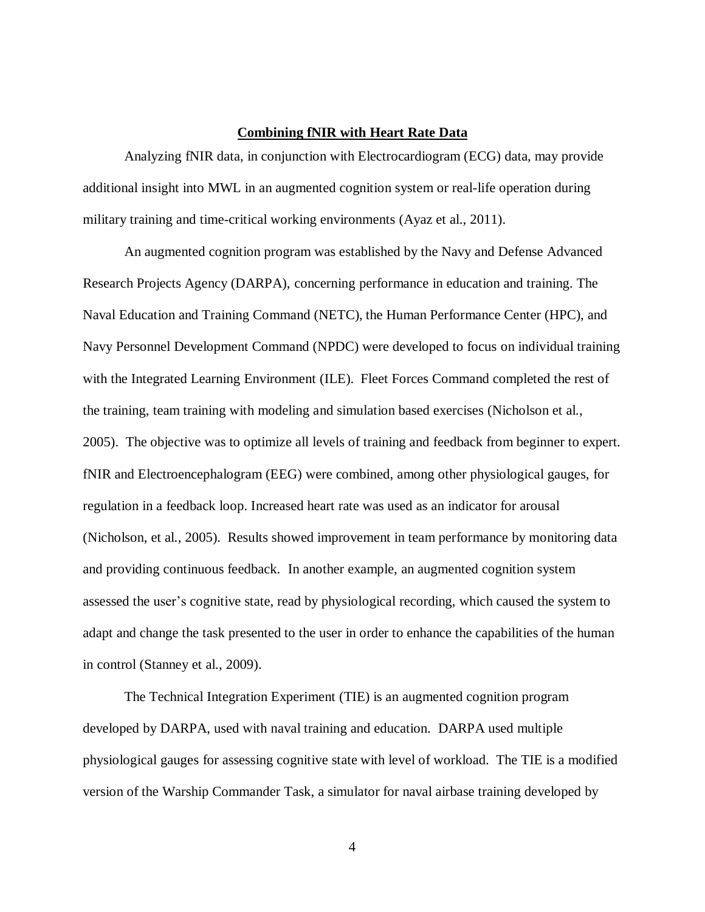## **Combining fNIR with Heart Rate Data**

Analyzing fNIR data, in conjunction with Electrocardiogram (ECG) data, may provide additional insight into MWL in an augmented cognition system or real-life operation during military training and time-critical working environments (Ayaz et al., 2011).

An augmented cognition program was established by the Navy and Defense Advanced Research Projects Agency (DARPA), concerning performance in education and training. The Naval Education and Training Command (NETC), the Human Performance Center (HPC), and Navy Personnel Development Command (NPDC) were developed to focus on individual training with the Integrated Learning Environment (ILE). Fleet Forces Command completed the rest of the training, team training with modeling and simulation based exercises (Nicholson et al., 2005). The objective was to optimize all levels of training and feedback from beginner to expert. fNIR and Electroencephalogram (EEG) were combined, among other physiological gauges, for regulation in a feedback loop. Increased heart rate was used as an indicator for arousal (Nicholson, et al., 2005). Results showed improvement in team performance by monitoring data and providing continuous feedback. In another example, an augmented cognition system assessed the user's cognitive state, read by physiological recording, which caused the system to adapt and change the task presented to the user in order to enhance the capabilities of the human in control (Stanney et al., 2009).

The Technical Integration Experiment (TIE) is an augmented cognition program developed by DARPA, used with naval training and education. DARPA used multiple physiological gauges for assessing cognitive state with level of workload. The TIE is a modified version of the Warship Commander Task, a simulator for naval airbase training developed by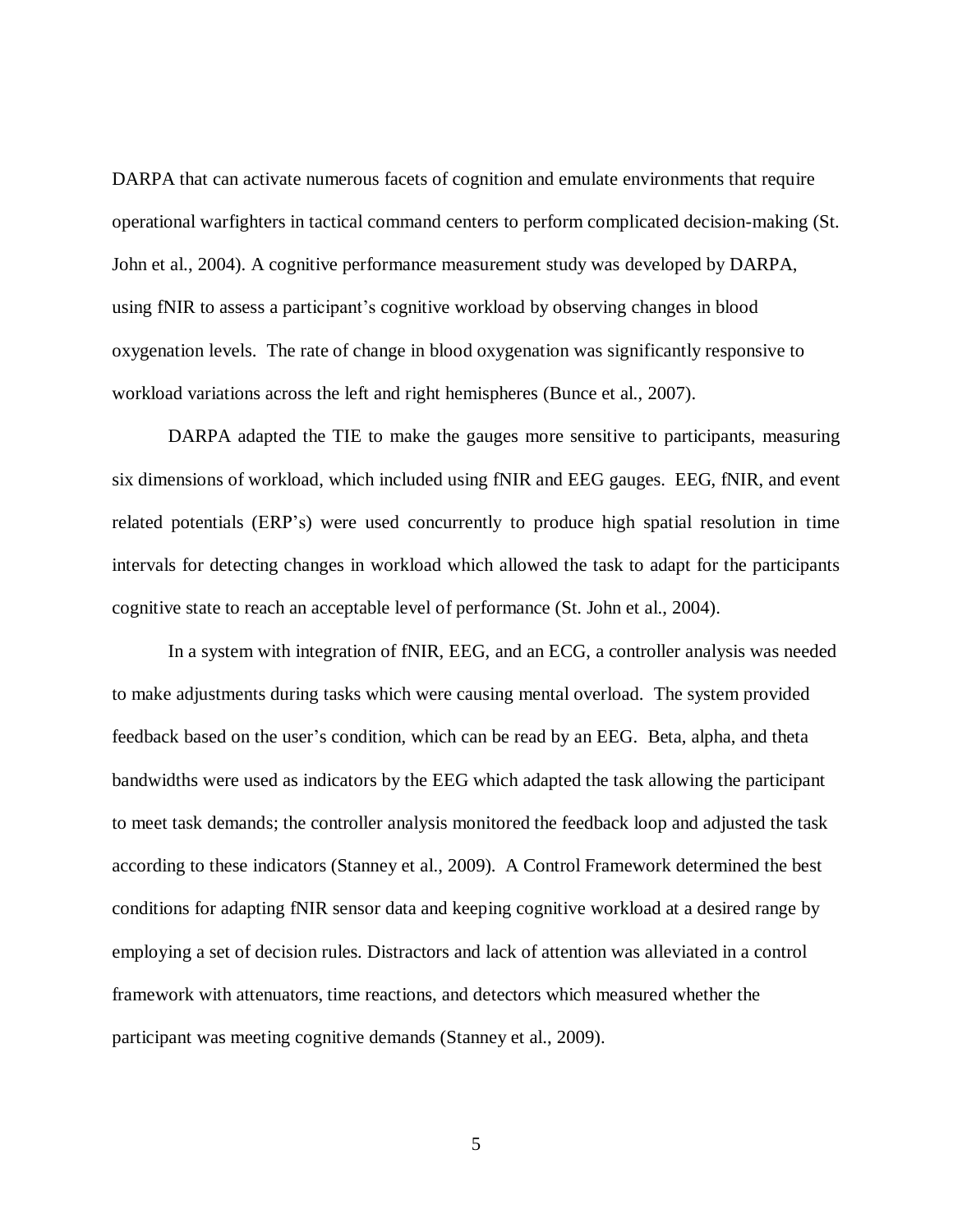DARPA that can activate numerous facets of cognition and emulate environments that require operational warfighters in tactical command centers to perform complicated decision-making (St. John et al., 2004). A cognitive performance measurement study was developed by DARPA, using fNIR to assess a participant's cognitive workload by observing changes in blood oxygenation levels. The rate of change in blood oxygenation was significantly responsive to workload variations across the left and right hemispheres (Bunce et al., 2007).

DARPA adapted the TIE to make the gauges more sensitive to participants, measuring six dimensions of workload, which included using fNIR and EEG gauges. EEG, fNIR, and event related potentials (ERP's) were used concurrently to produce high spatial resolution in time intervals for detecting changes in workload which allowed the task to adapt for the participants cognitive state to reach an acceptable level of performance (St. John et al., 2004).

In a system with integration of fNIR, EEG, and an ECG, a controller analysis was needed to make adjustments during tasks which were causing mental overload. The system provided feedback based on the user's condition, which can be read by an EEG. Beta, alpha, and theta bandwidths were used as indicators by the EEG which adapted the task allowing the participant to meet task demands; the controller analysis monitored the feedback loop and adjusted the task according to these indicators (Stanney et al., 2009). A Control Framework determined the best conditions for adapting fNIR sensor data and keeping cognitive workload at a desired range by employing a set of decision rules. Distractors and lack of attention was alleviated in a control framework with attenuators, time reactions, and detectors which measured whether the participant was meeting cognitive demands (Stanney et al., 2009).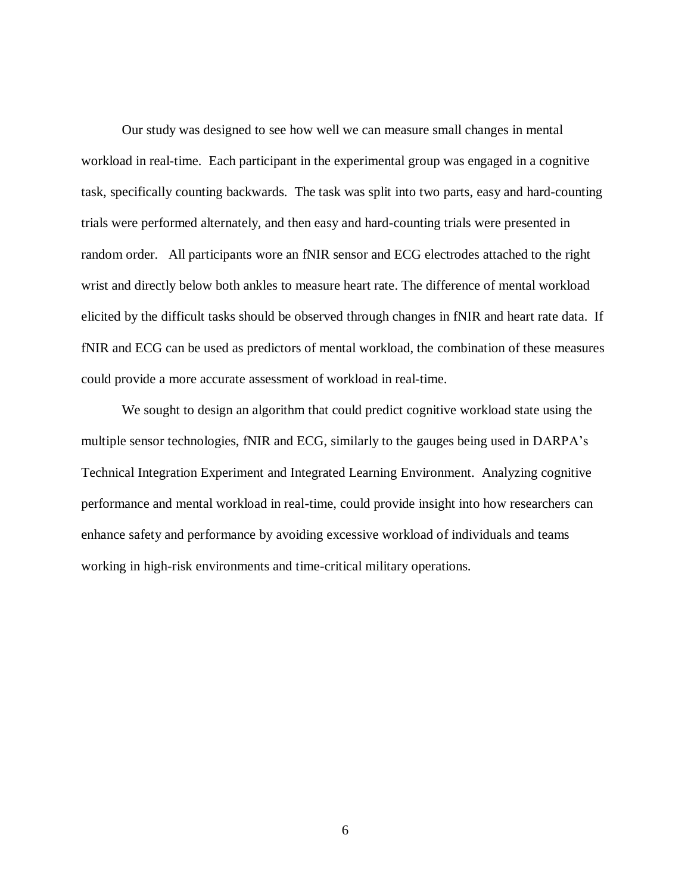Our study was designed to see how well we can measure small changes in mental workload in real-time. Each participant in the experimental group was engaged in a cognitive task, specifically counting backwards. The task was split into two parts, easy and hard-counting trials were performed alternately, and then easy and hard-counting trials were presented in random order. All participants wore an fNIR sensor and ECG electrodes attached to the right wrist and directly below both ankles to measure heart rate. The difference of mental workload elicited by the difficult tasks should be observed through changes in fNIR and heart rate data. If fNIR and ECG can be used as predictors of mental workload, the combination of these measures could provide a more accurate assessment of workload in real-time.

We sought to design an algorithm that could predict cognitive workload state using the multiple sensor technologies, fNIR and ECG, similarly to the gauges being used in DARPA's Technical Integration Experiment and Integrated Learning Environment. Analyzing cognitive performance and mental workload in real-time, could provide insight into how researchers can enhance safety and performance by avoiding excessive workload of individuals and teams working in high-risk environments and time-critical military operations.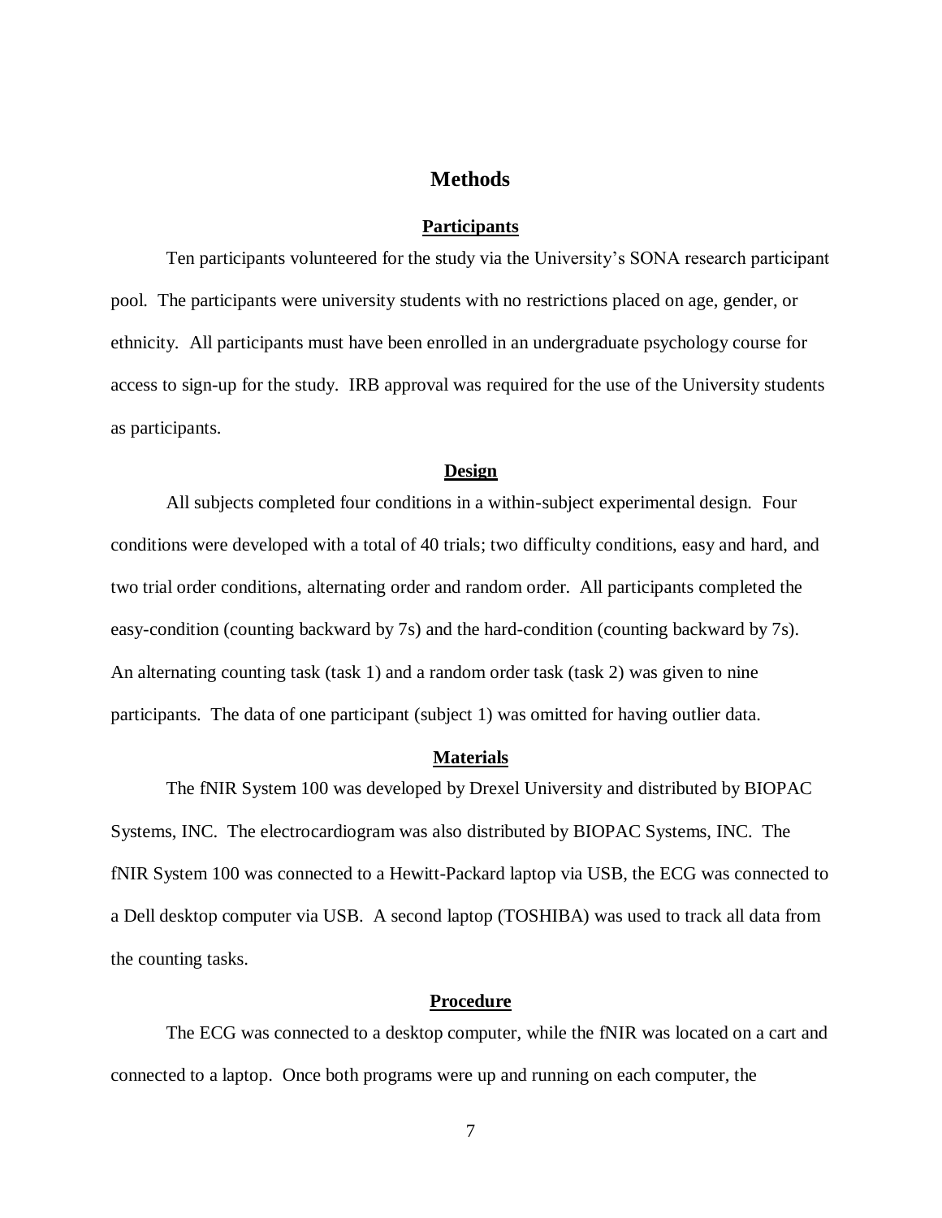# Methods

## Participants

Ten participants volunteered for the study via the University's SONA research participant pool. The participants were university students with no restrictions placed on age, gender, or ethnicity. All participants must have been enrolled in an undergraduate psychology course for access to sign-up for the study. IRB approval was required for the use of the University students as participants.

## Design

All subjects completed four conditions in a within-subject experimental design. Four conditions were developed with a total of 40 trials; two difficulty conditions, easy and hard, and two trial order conditions, alternating order and random order. All participants completed the easy-condition (counting backward by 7s) and the hard-condition (counting backward by 7s). An alternating counting task (task 1) and a random order task (task 2) was given to nine participants. The data of one participant (subject 1) was omitted for having outlier data.

## Materials

The fNIR System 100 was developed by Drexel University and distributed by BIOPAC Systems, INC. The electrocardiogram was also distributed by BIOPAC Systems, INC. The fNIR System 100 was connected to a Hewitt-Packard laptop via USB, the ECG was connected to a Dell desktop computer via USB. A second laptop (TOSHIBA) was used to track all data from the counting tasks.

## Procedure

The ECG was connected to a desktop computer, while the fNIR was located on a cart and connected to a laptop. Once both programs were up and running on each computer, the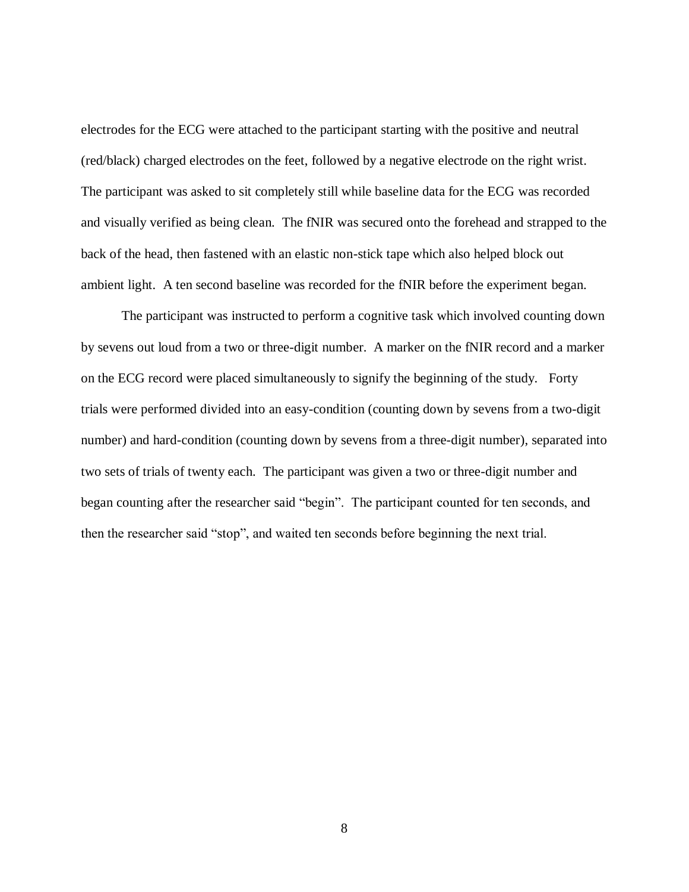electrodes for the ECG were attached to the participant starting with the positive and neutral (red/black) charged electrodes on the feet, followed by a negative electrode on the right wrist. The participant was asked to sit completely still while baseline data for the ECG was recorded and visually verified as being clean. The fNIR was secured onto the forehead and strapped to the back of the head, then fastened with an elastic non-stick tape which also helped block out ambient light. A ten second baseline was recorded for the fNIR before the experiment began.

The participant was instructed to perform a cognitive task which involved counting down by sevens out loud from a two or three-digit number. A marker on the fNIR record and a marker on the ECG record were placed simultaneously to signify the beginning of the study. Forty trials were performed divided into an easy-condition (counting down by sevens from a two-digit number) and hard-condition (counting down by sevens from a three-digit number), separated into two sets of trials of twenty each. The participant was given a two or three-digit number and began counting after the researcher said "begin". The participant counted for ten seconds, and then the researcher said "stop", and waited ten seconds before beginning the next trial.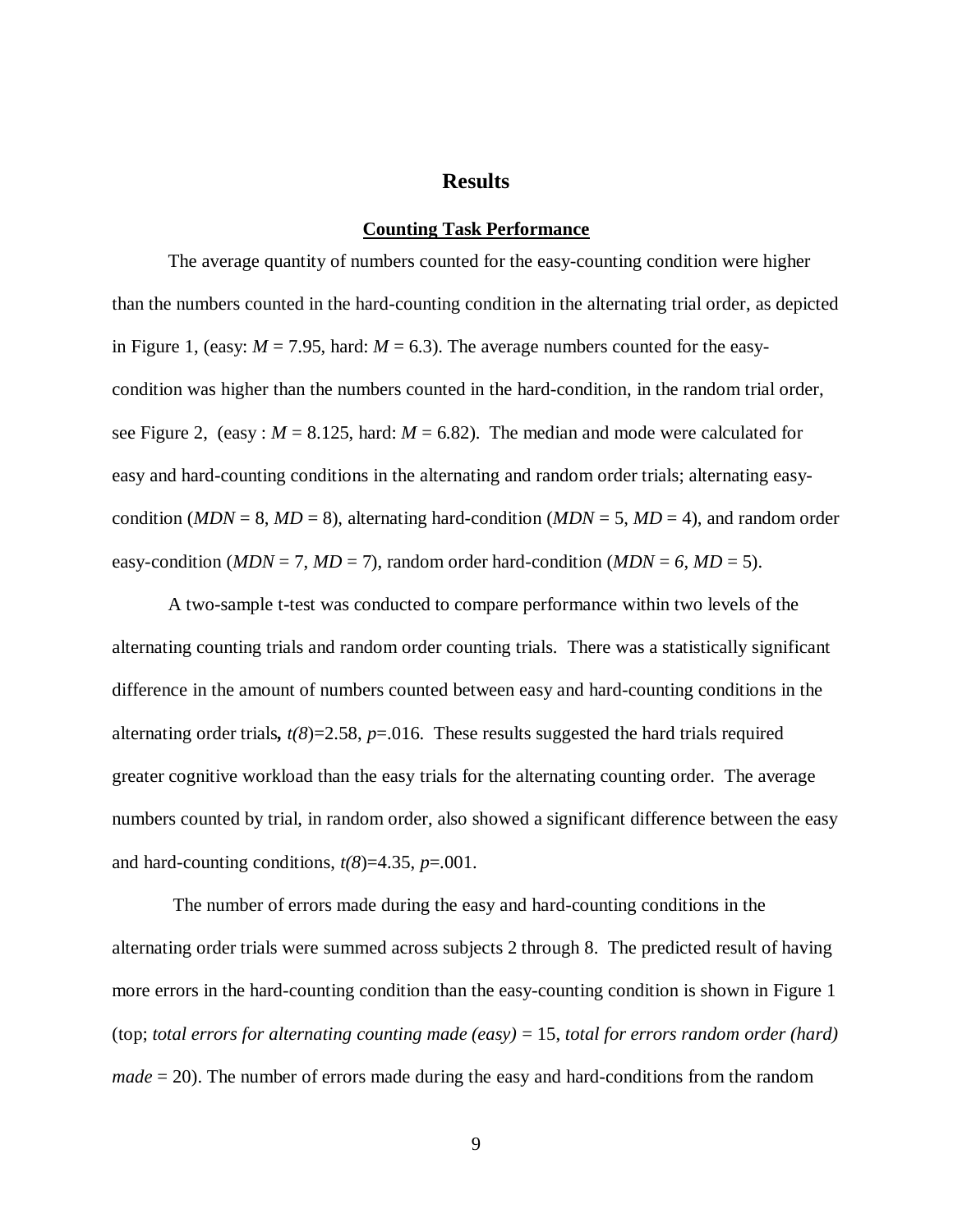# Results

## Counting Task Performance

The average quantity of numbers counted for the easy-counting condition were higher than the numbers counted in the hard-counting condition in the alternating trial order, as depicted in Figure 1, (easy: $M$ = 7.95, hard: $M$ = 6.3). The average numbers counted for the easy-condition was higher than the numbers counted in the hard-condition, in the random trial order, see Figure 2, (easy : $M$ = 8.125, hard: $M$ = 6.82). The median and mode were calculated for easy and hard-counting conditions in the alternating and random order trials; alternating easy-condition (*MDN* = 8, *MD* = 8), alternating hard-condition (*MDN* = 5, *MD* = 4), and random order easy-condition (*MDN* = 7, *MD* = 7), random order hard-condition (*MDN* = *6*, *MD* = 5).

A two-sample t-test was conducted to compare performance within two levels of the alternating counting trials and random order counting trials. There was a statistically significant difference in the amount of numbers counted between easy and hard-counting conditions in the alternating order trials**,** $t(8)$=2.58, $p$=.016. These results suggested the hard trials required greater cognitive workload than the easy trials for the alternating counting order. The average numbers counted by trial, in random order, also showed a significant difference between the easy and hard-counting conditions, $t(8)$=4.35, $p$=.001.

The number of errors made during the easy and hard-counting conditions in the alternating order trials were summed across subjects 2 through 8. The predicted result of having more errors in the hard-counting condition than the easy-counting condition is shown in Figure 1 (top; *total errors for alternating counting made (easy)* = 15, *total for errors random order (hard) made* = 20). The number of errors made during the easy and hard-conditions from the random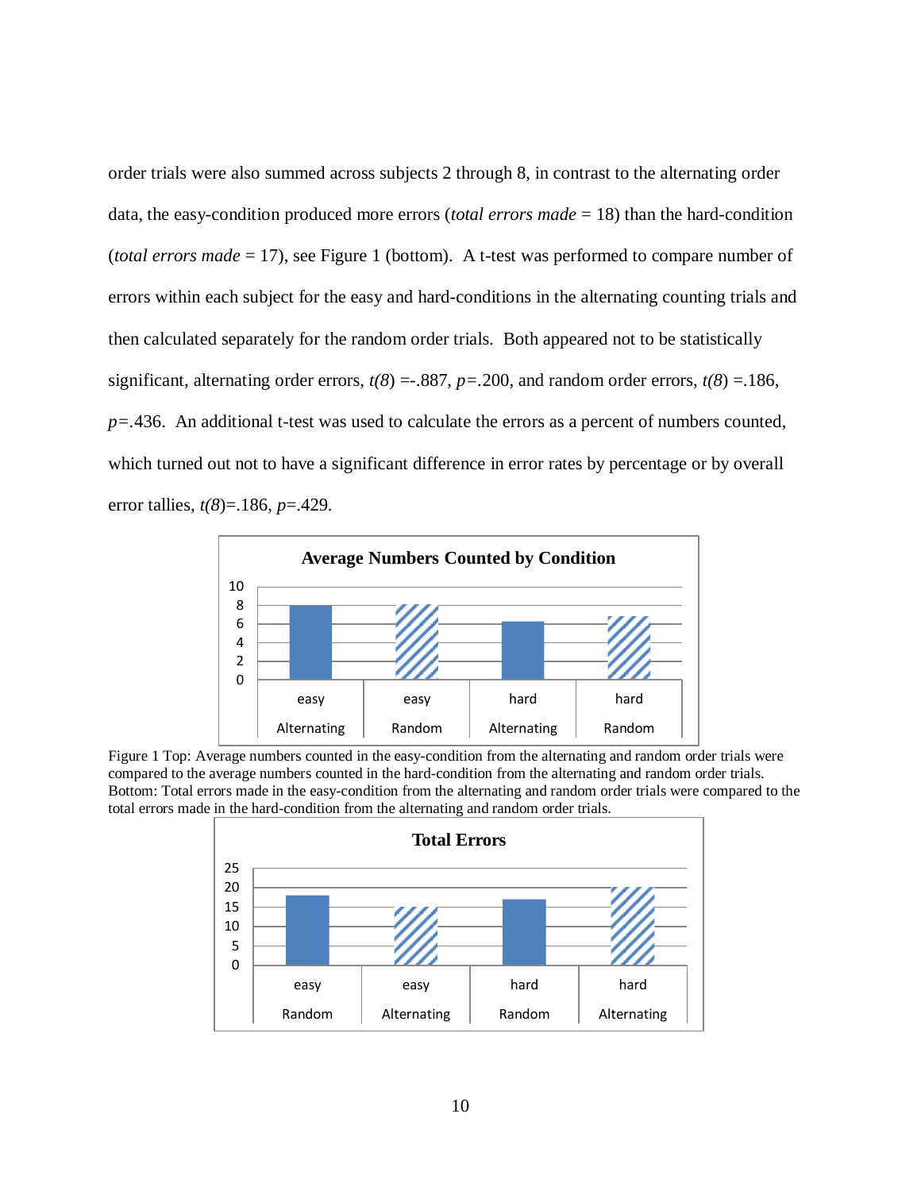order trials were also summed across subjects 2 through 8, in contrast to the alternating order data, the easy-condition produced more errors (*total errors made* = 18) than the hard-condition (*total errors made* = 17), see Figure 1 (bottom). A t-test was performed to compare number of errors within each subject for the easy and hard-conditions in the alternating counting trials and then calculated separately for the random order trials. Both appeared not to be statistically significant, alternating order errors, $t(8) = -.887$, $p = .200$, and random order errors, $t(8) = .186$, $p = .436$. An additional t-test was used to calculate the errors as a percent of numbers counted, which turned out not to have a significant difference in error rates by percentage or by overall error tallies, $t(8) = .186$, $p = .429$.

**Average Numbers Counted by Condition**

10
8
6
4
2
0

easy Alternating | easy Random | hard Alternating | hard Random

Figure 1 Top: Average numbers counted in the easy-condition from the alternating and random order trials were compared to the average numbers counted in the hard-condition from the alternating and random order trials. Bottom: Total errors made in the easy-condition from the alternating and random order trials were compared to the total errors made in the hard-condition from the alternating and random order trials.

**Total Errors**

25
20
15
10
5
0

easy Random | easy Alternating | hard Random | hard Alternating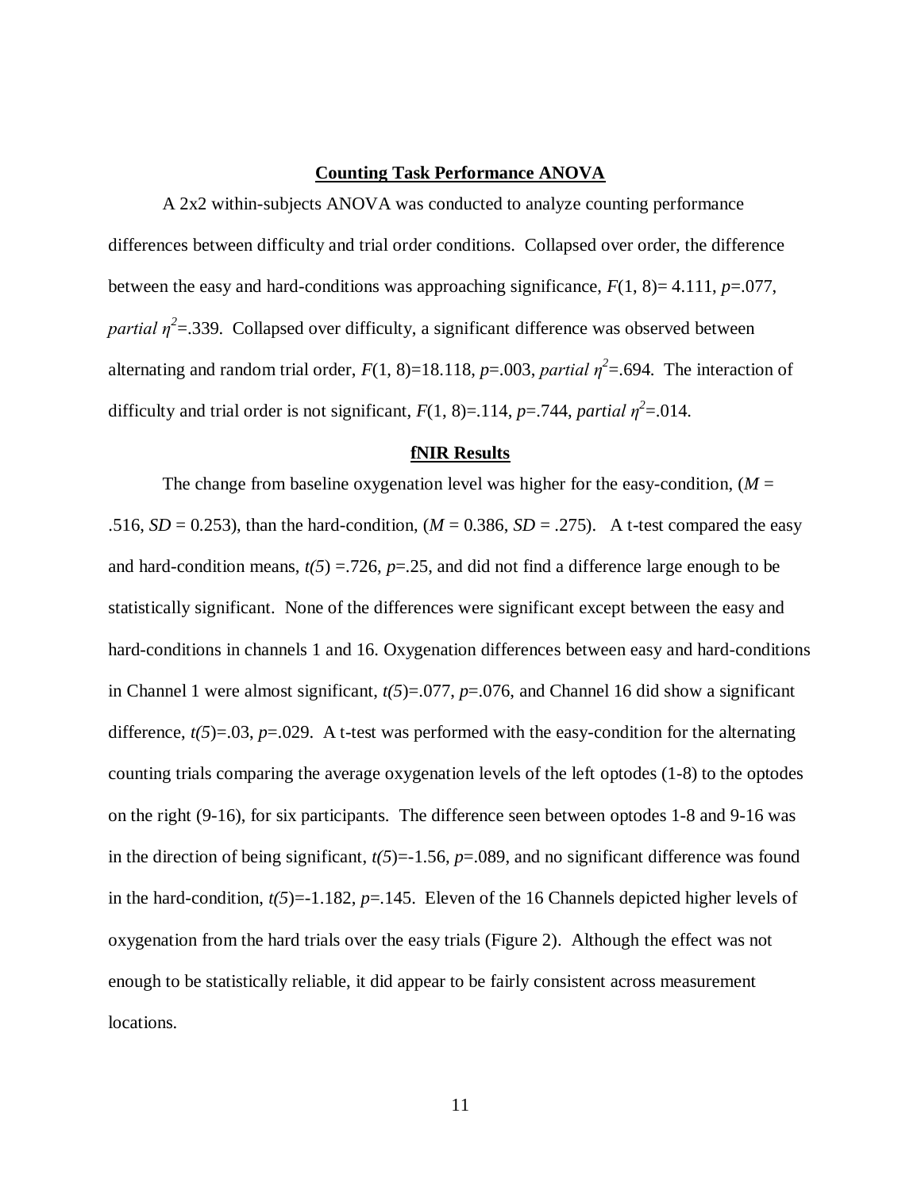## Counting Task Performance ANOVA

A 2x2 within-subjects ANOVA was conducted to analyze counting performance differences between difficulty and trial order conditions. Collapsed over order, the difference between the easy and hard-conditions was approaching significance, $F(1, 8) = 4.111$, $p = .077$, *partial* $\eta^2 = .339$. Collapsed over difficulty, a significant difference was observed between alternating and random trial order, $F(1, 8) = 18.118$, $p = .003$, *partial* $\eta^2 = .694$. The interaction of difficulty and trial order is not significant, $F(1, 8) = .114$, $p = .744$, *partial* $\eta^2 = .014$.

## fNIR Results

The change from baseline oxygenation level was higher for the easy-condition, ($M = .516$, $SD = 0.253$), than the hard-condition, ($M = 0.386$, $SD = .275$). A t-test compared the easy and hard-condition means, $t(5) = .726$, $p = .25$, and did not find a difference large enough to be statistically significant. None of the differences were significant except between the easy and hard-conditions in channels 1 and 16. Oxygenation differences between easy and hard-conditions in Channel 1 were almost significant, $t(5) = .077$, $p = .076$, and Channel 16 did show a significant difference, $t(5) = .03$, $p = .029$. A t-test was performed with the easy-condition for the alternating counting trials comparing the average oxygenation levels of the left optodes (1-8) to the optodes on the right (9-16), for six participants. The difference seen between optodes 1-8 and 9-16 was in the direction of being significant, $t(5) = -1.56$, $p = .089$, and no significant difference was found in the hard-condition, $t(5) = -1.182$, $p = .145$. Eleven of the 16 Channels depicted higher levels of oxygenation from the hard trials over the easy trials (Figure 2). Although the effect was not enough to be statistically reliable, it did appear to be fairly consistent across measurement locations.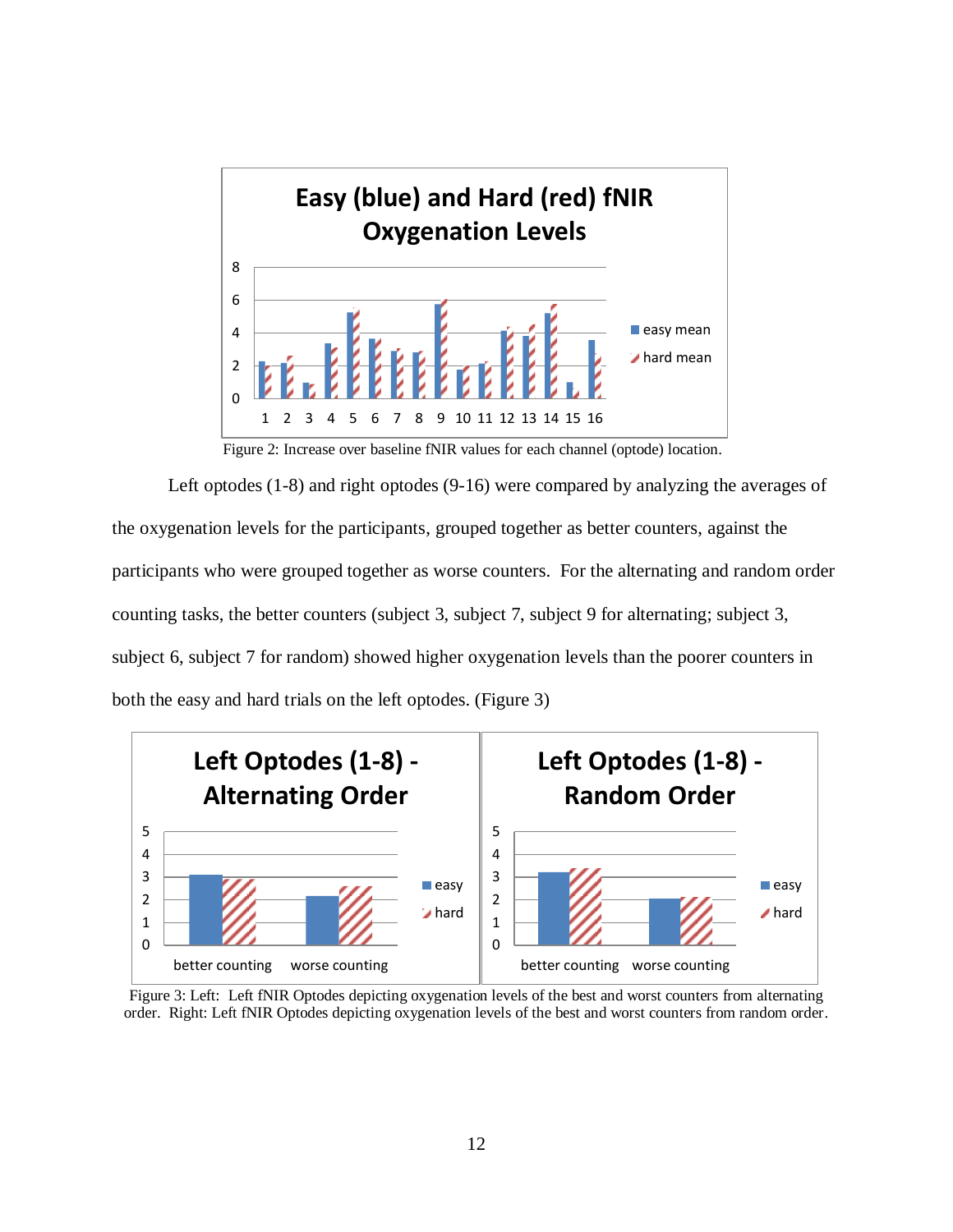Figure 2: Increase over baseline fNIR values for each channel (optode) location.

Left optodes (1-8) and right optodes (9-16) were compared by analyzing the averages of the oxygenation levels for the participants, grouped together as better counters, against the participants who were grouped together as worse counters. For the alternating and random order counting tasks, the better counters (subject 3, subject 7, subject 9 for alternating; subject 3, subject 6, subject 7 for random) showed higher oxygenation levels than the poorer counters in both the easy and hard trials on the left optodes. (Figure 3)

Figure 3: Left: Left fNIR Optodes depicting oxygenation levels of the best and worst counters from alternating order. Right: Left fNIR Optodes depicting oxygenation levels of the best and worst counters from random order.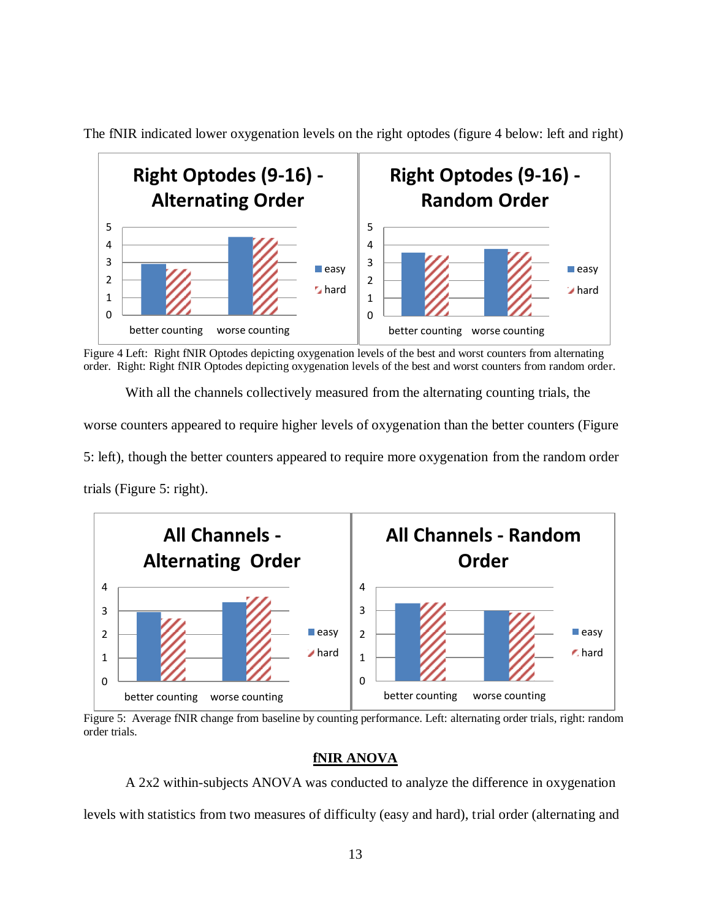The fNIR indicated lower oxygenation levels on the right optodes (figure 4 below: left and right)

Figure 4 Left: Right fNIR Optodes depicting oxygenation levels of the best and worst counters from alternating order. Right: Right fNIR Optodes depicting oxygenation levels of the best and worst counters from random order.

With all the channels collectively measured from the alternating counting trials, the worse counters appeared to require higher levels of oxygenation than the better counters (Figure 5: left), though the better counters appeared to require more oxygenation from the random order trials (Figure 5: right).

Figure 5: Average fNIR change from baseline by counting performance. Left: alternating order trials, right: random order trials.

**fNIR ANOVA**

A 2x2 within-subjects ANOVA was conducted to analyze the difference in oxygenation levels with statistics from two measures of difficulty (easy and hard), trial order (alternating and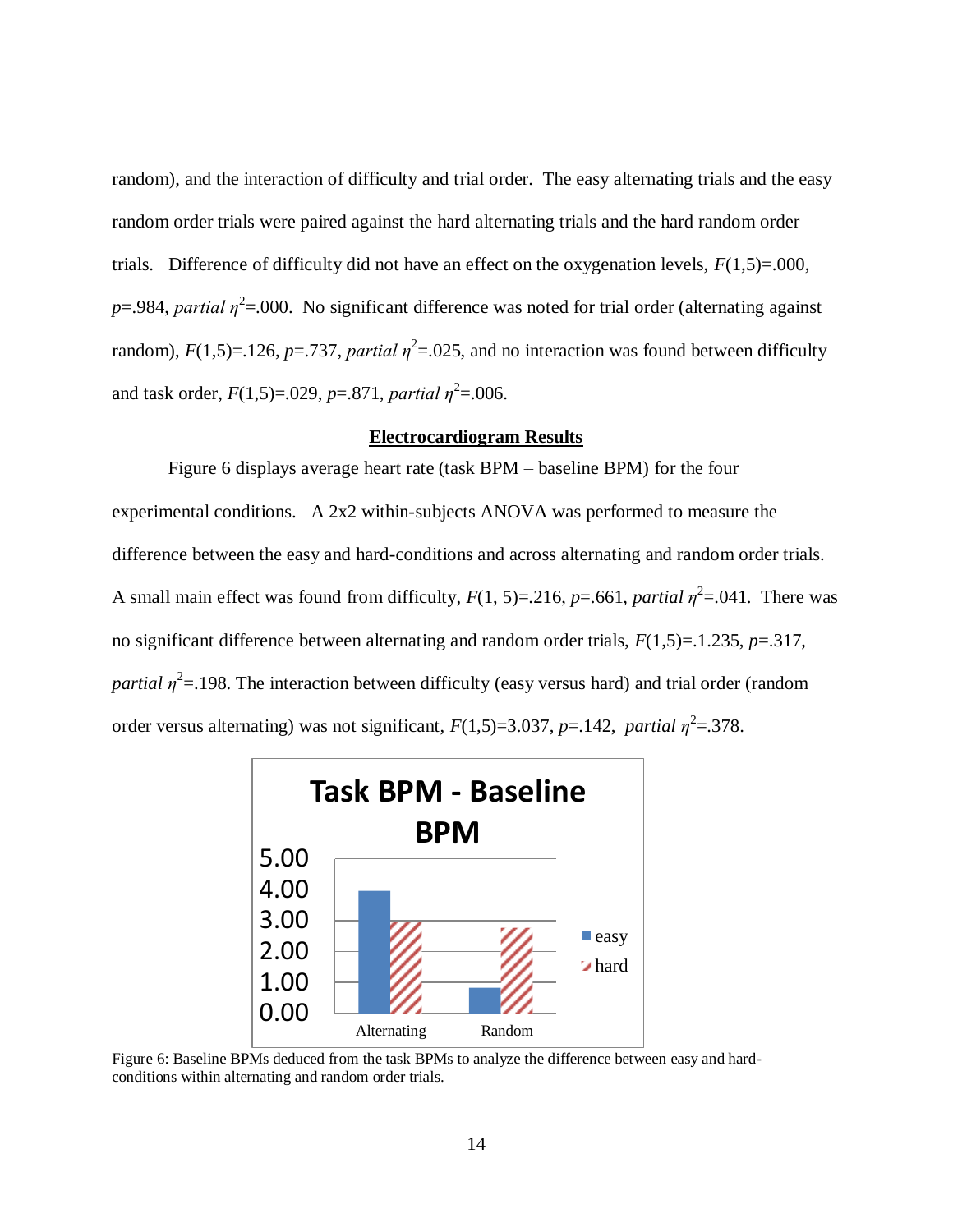random), and the interaction of difficulty and trial order. The easy alternating trials and the easy random order trials were paired against the hard alternating trials and the hard random order trials. Difference of difficulty did not have an effect on the oxygenation levels, $F(1,5)$=.000, $p$=.984, *partial* $\eta^2$=.000. No significant difference was noted for trial order (alternating against random), $F(1,5)$=.126, $p$=.737, *partial* $\eta^2$=.025, and no interaction was found between difficulty and task order, $F(1,5)$=.029, $p$=.871, *partial* $\eta^2$=.006.

## Electrocardiogram Results

Figure 6 displays average heart rate (task BPM – baseline BPM) for the four experimental conditions. A 2x2 within-subjects ANOVA was performed to measure the difference between the easy and hard-conditions and across alternating and random order trials. A small main effect was found from difficulty, $F(1, 5)$=.216, $p$=.661, *partial* $\eta^2$=.041. There was no significant difference between alternating and random order trials, $F(1,5)$=.1.235, $p$=.317, *partial* $\eta^2$=.198. The interaction between difficulty (easy versus hard) and trial order (random order versus alternating) was not significant, $F(1,5)$=3.037, $p$=.142, *partial* $\eta^2$=.378.

Figure 6: Baseline BPMs deduced from the task BPMs to analyze the difference between easy and hard-conditions within alternating and random order trials.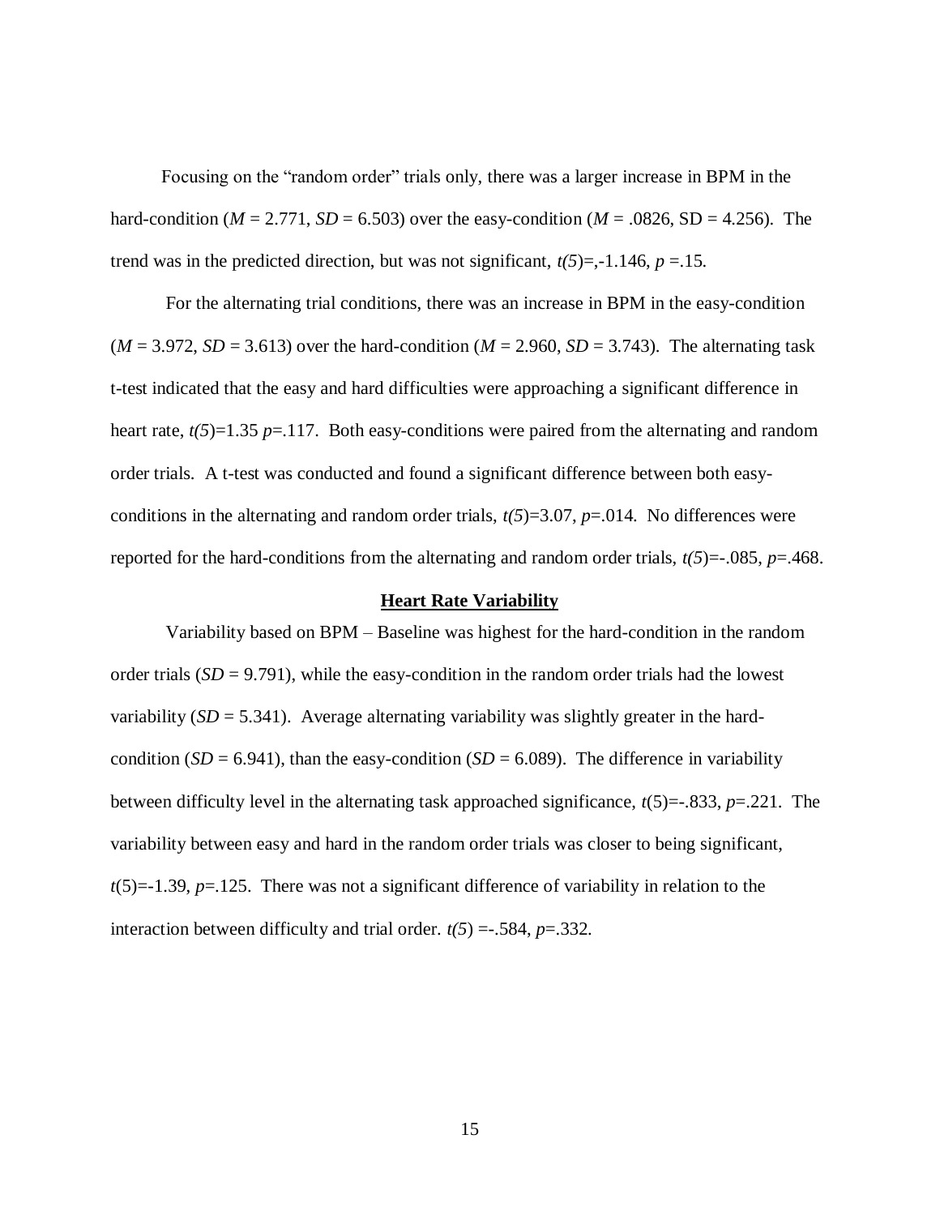Focusing on the “random order” trials only, there was a larger increase in BPM in the hard-condition (*M* = 2.771, *SD* = 6.503) over the easy-condition (*M* = .0826, SD = 4.256). The trend was in the predicted direction, but was not significant, $t(5)$=,-1.146, $p$ =.15.

For the alternating trial conditions, there was an increase in BPM in the easy-condition (*M* = 3.972, *SD* = 3.613) over the hard-condition (*M* = 2.960, *SD* = 3.743). The alternating task t-test indicated that the easy and hard difficulties were approaching a significant difference in heart rate, $t(5)$=1.35 $p$=.117. Both easy-conditions were paired from the alternating and random order trials. A t-test was conducted and found a significant difference between both easy-conditions in the alternating and random order trials, $t(5)$=3.07, $p$=.014. No differences were reported for the hard-conditions from the alternating and random order trials, $t(5)$=-.085, $p$=.468.

## Heart Rate Variability

Variability based on BPM – Baseline was highest for the hard-condition in the random order trials (*SD* = 9.791), while the easy-condition in the random order trials had the lowest variability (*SD* = 5.341). Average alternating variability was slightly greater in the hard-condition (*SD* = 6.941), than the easy-condition (*SD* = 6.089). The difference in variability between difficulty level in the alternating task approached significance, $t(5)$=-.833, $p$=.221. The variability between easy and hard in the random order trials was closer to being significant, $t(5)$=-1.39, $p$=.125. There was not a significant difference of variability in relation to the interaction between difficulty and trial order. $t(5)$ =-.584, $p$=.332.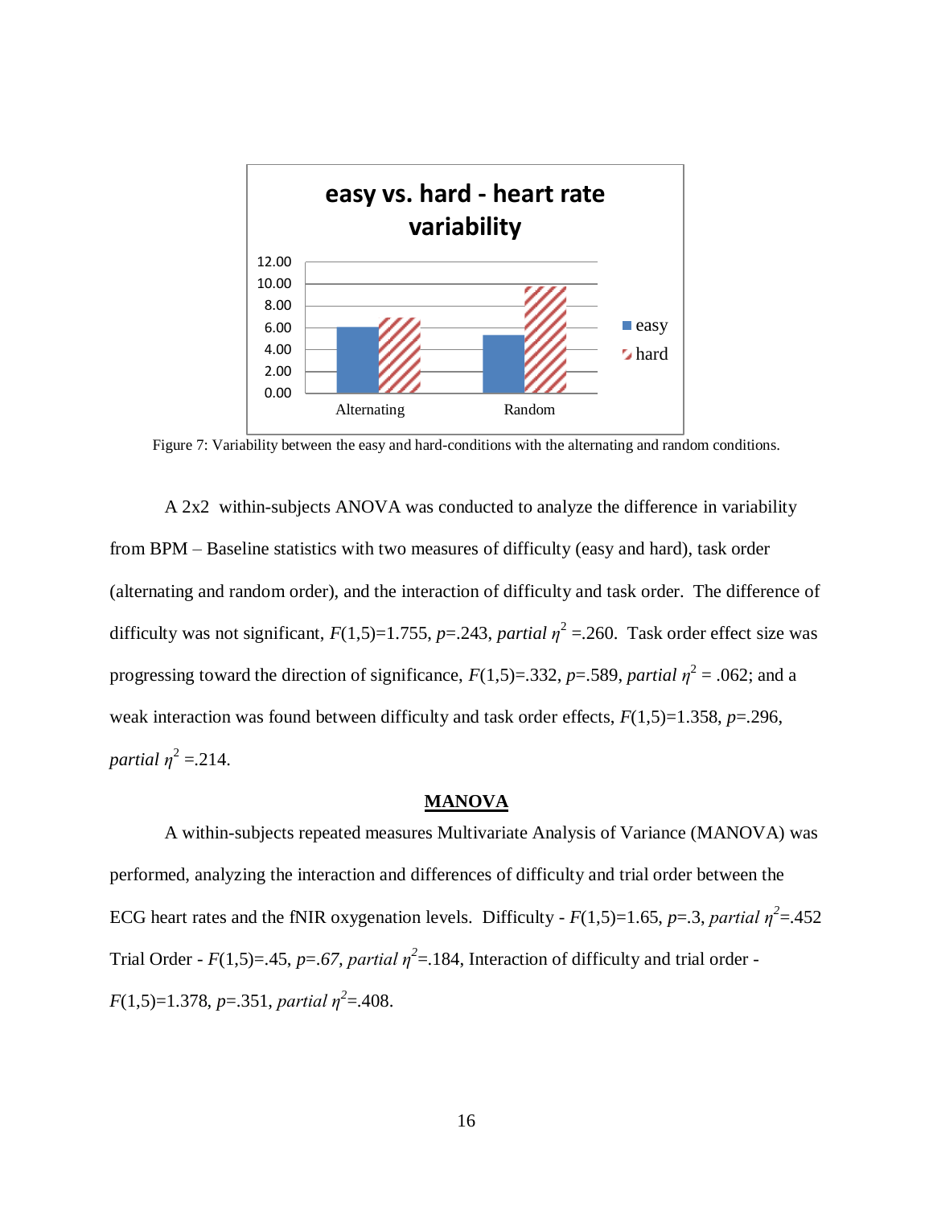Figure 7: Variability between the easy and hard-conditions with the alternating and random conditions.

A 2x2 within-subjects ANOVA was conducted to analyze the difference in variability from BPM – Baseline statistics with two measures of difficulty (easy and hard), task order (alternating and random order), and the interaction of difficulty and task order. The difference of difficulty was not significant, $F(1,5)=1.755$, $p=.243$, *partial* $\eta^2=.260$. Task order effect size was progressing toward the direction of significance, $F(1,5)=.332$, $p=.589$, *partial* $\eta^2=.062$; and a weak interaction was found between difficulty and task order effects, $F(1,5)=1.358$, $p=.296$, *partial* $\eta^2=.214$.

## MANOVA

A within-subjects repeated measures Multivariate Analysis of Variance (MANOVA) was performed, analyzing the interaction and differences of difficulty and trial order between the ECG heart rates and the fNIR oxygenation levels. Difficulty - $F(1,5)=1.65$, $p=.3$, *partial* $\eta^2=.452$ Trial Order - $F(1,5)=.45$, $p=.67$, *partial* $\eta^2=.184$, Interaction of difficulty and trial order - $F(1,5)=1.378$, $p=.351$, *partial* $\eta^2=.408$.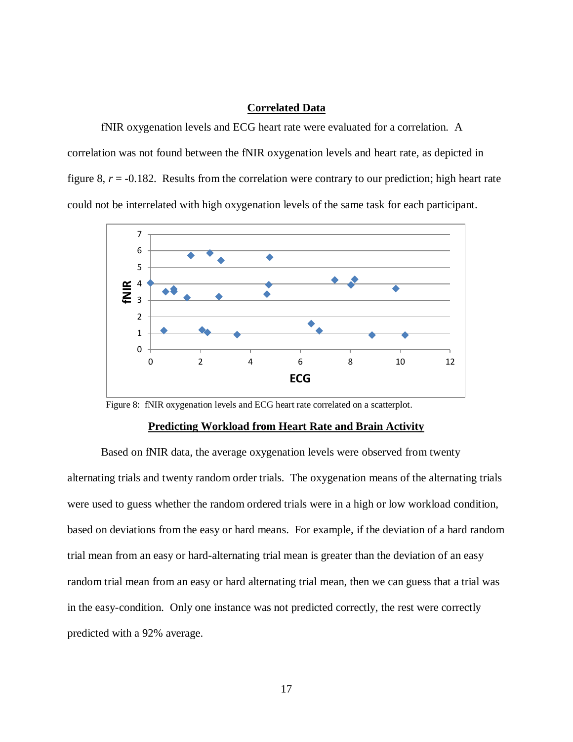## Correlated Data

fNIR oxygenation levels and ECG heart rate were evaluated for a correlation. A correlation was not found between the fNIR oxygenation levels and heart rate, as depicted in figure 8, *r* = -0.182. Results from the correlation were contrary to our prediction; high heart rate could not be interrelated with high oxygenation levels of the same task for each participant.

Figure 8: fNIR oxygenation levels and ECG heart rate correlated on a scatterplot.

## Predicting Workload from Heart Rate and Brain Activity

Based on fNIR data, the average oxygenation levels were observed from twenty alternating trials and twenty random order trials. The oxygenation means of the alternating trials were used to guess whether the random ordered trials were in a high or low workload condition, based on deviations from the easy or hard means. For example, if the deviation of a hard random trial mean from an easy or hard-alternating trial mean is greater than the deviation of an easy random trial mean from an easy or hard alternating trial mean, then we can guess that a trial was in the easy-condition. Only one instance was not predicted correctly, the rest were correctly predicted with a 92% average.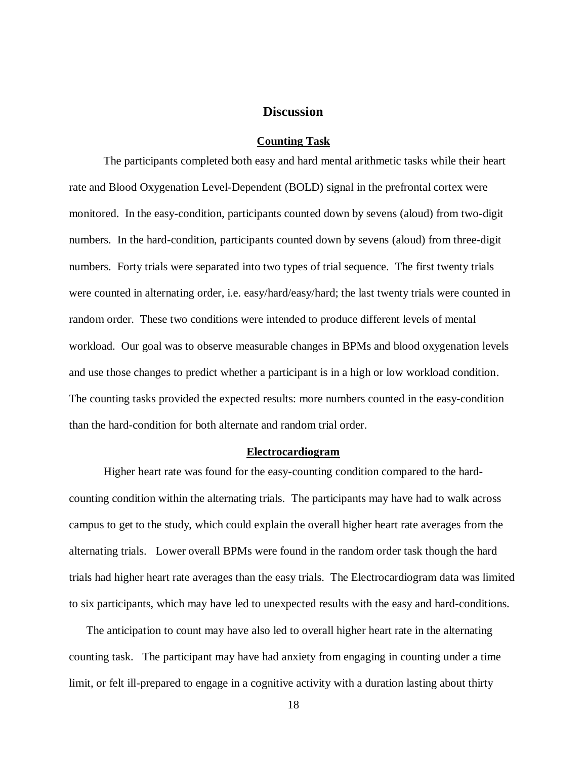# Discussion

## Counting Task

The participants completed both easy and hard mental arithmetic tasks while their heart rate and Blood Oxygenation Level-Dependent (BOLD) signal in the prefrontal cortex were monitored. In the easy-condition, participants counted down by sevens (aloud) from two-digit numbers. In the hard-condition, participants counted down by sevens (aloud) from three-digit numbers. Forty trials were separated into two types of trial sequence. The first twenty trials were counted in alternating order, i.e. easy/hard/easy/hard; the last twenty trials were counted in random order. These two conditions were intended to produce different levels of mental workload. Our goal was to observe measurable changes in BPMs and blood oxygenation levels and use those changes to predict whether a participant is in a high or low workload condition. The counting tasks provided the expected results: more numbers counted in the easy-condition than the hard-condition for both alternate and random trial order.

## Electrocardiogram

Higher heart rate was found for the easy-counting condition compared to the hard-counting condition within the alternating trials. The participants may have had to walk across campus to get to the study, which could explain the overall higher heart rate averages from the alternating trials. Lower overall BPMs were found in the random order task though the hard trials had higher heart rate averages than the easy trials. The Electrocardiogram data was limited to six participants, which may have led to unexpected results with the easy and hard-conditions.

The anticipation to count may have also led to overall higher heart rate in the alternating counting task. The participant may have had anxiety from engaging in counting under a time limit, or felt ill-prepared to engage in a cognitive activity with a duration lasting about thirty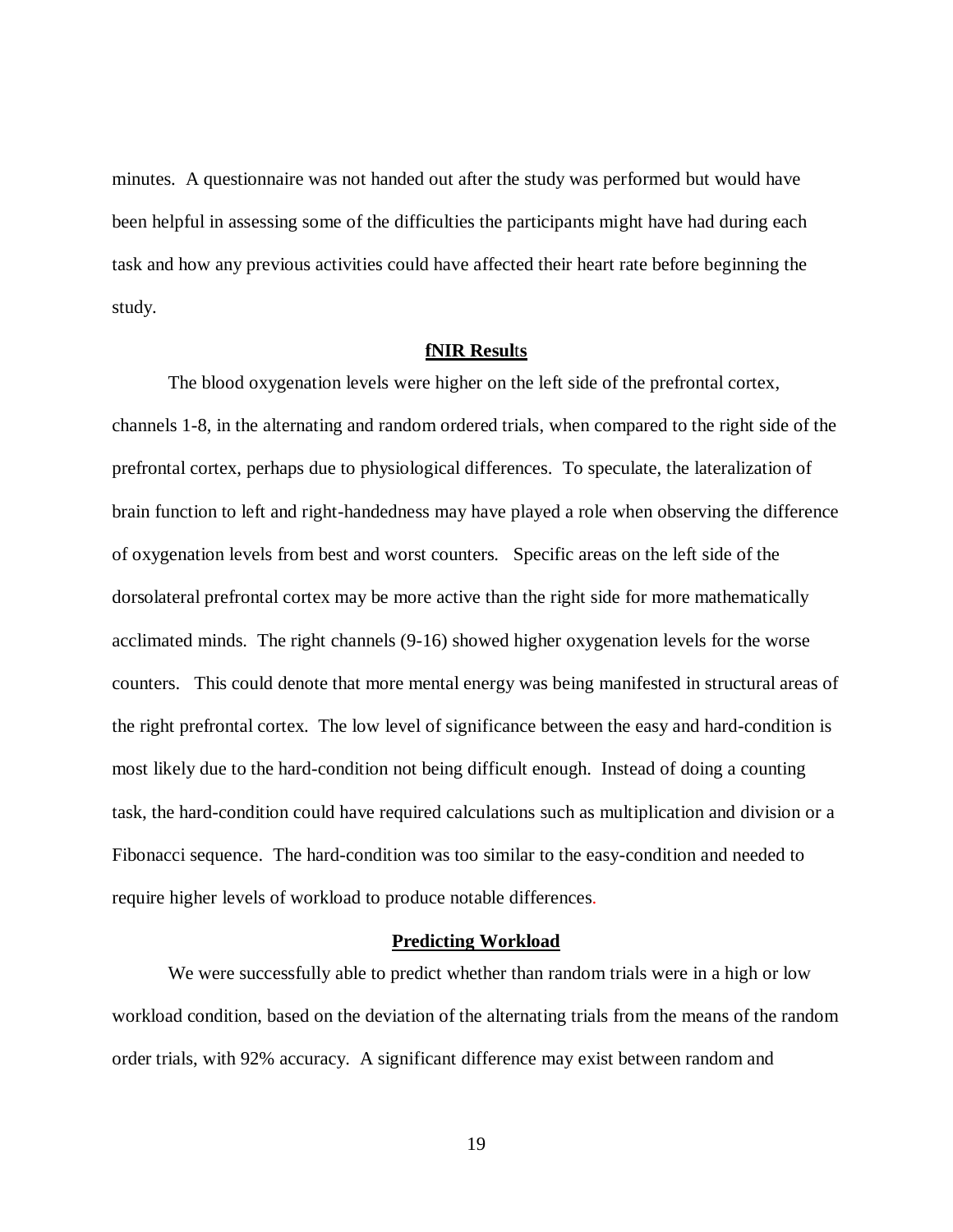minutes. A questionnaire was not handed out after the study was performed but would have been helpful in assessing some of the difficulties the participants might have had during each task and how any previous activities could have affected their heart rate before beginning the study.

## fNIR Results

The blood oxygenation levels were higher on the left side of the prefrontal cortex, channels 1-8, in the alternating and random ordered trials, when compared to the right side of the prefrontal cortex, perhaps due to physiological differences. To speculate, the lateralization of brain function to left and right-handedness may have played a role when observing the difference of oxygenation levels from best and worst counters. Specific areas on the left side of the dorsolateral prefrontal cortex may be more active than the right side for more mathematically acclimated minds. The right channels (9-16) showed higher oxygenation levels for the worse counters. This could denote that more mental energy was being manifested in structural areas of the right prefrontal cortex. The low level of significance between the easy and hard-condition is most likely due to the hard-condition not being difficult enough. Instead of doing a counting task, the hard-condition could have required calculations such as multiplication and division or a Fibonacci sequence. The hard-condition was too similar to the easy-condition and needed to require higher levels of workload to produce notable differences.

## Predicting Workload

We were successfully able to predict whether than random trials were in a high or low workload condition, based on the deviation of the alternating trials from the means of the random order trials, with 92% accuracy. A significant difference may exist between random and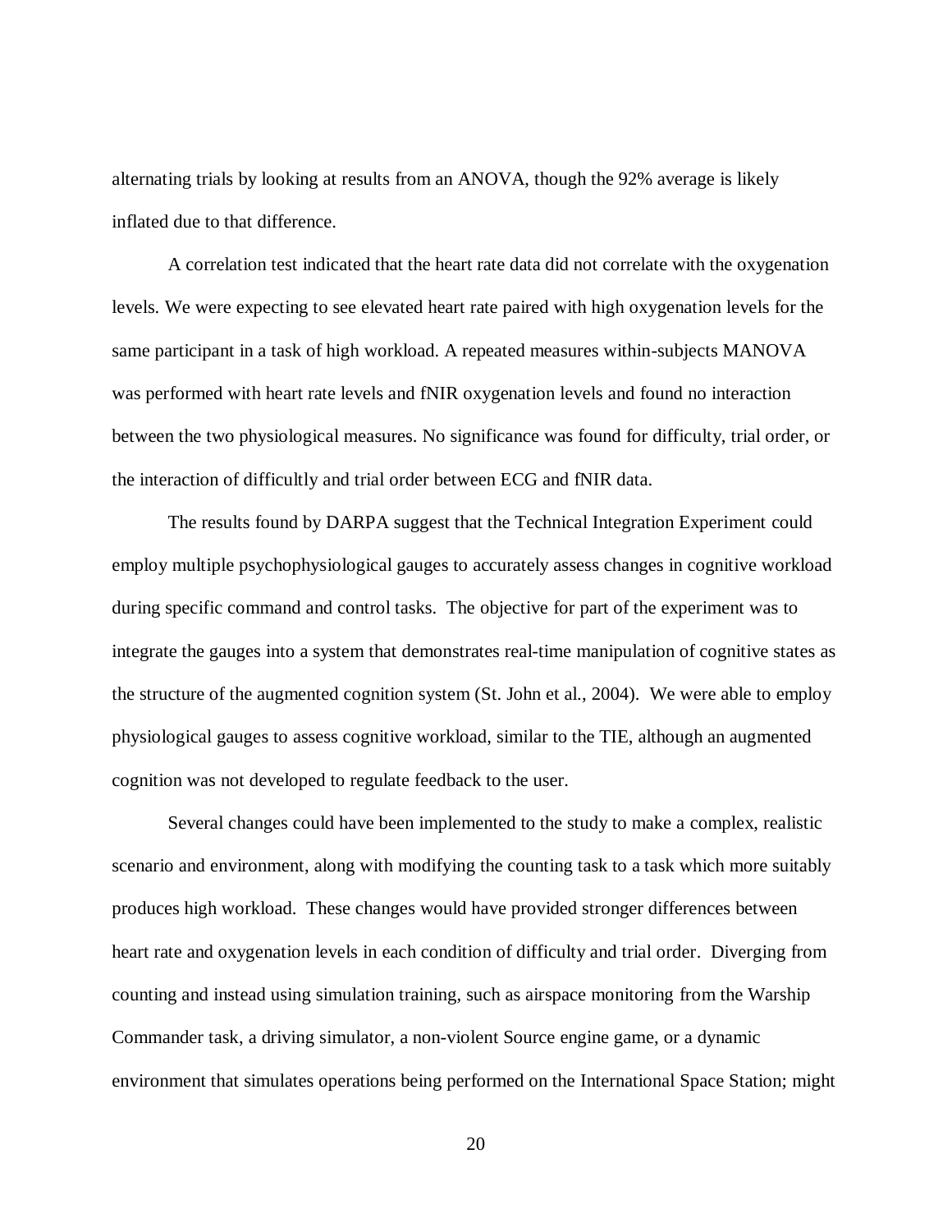alternating trials by looking at results from an ANOVA, though the 92% average is likely inflated due to that difference.

A correlation test indicated that the heart rate data did not correlate with the oxygenation levels. We were expecting to see elevated heart rate paired with high oxygenation levels for the same participant in a task of high workload. A repeated measures within-subjects MANOVA was performed with heart rate levels and fNIR oxygenation levels and found no interaction between the two physiological measures. No significance was found for difficulty, trial order, or the interaction of difficultly and trial order between ECG and fNIR data.

The results found by DARPA suggest that the Technical Integration Experiment could employ multiple psychophysiological gauges to accurately assess changes in cognitive workload during specific command and control tasks. The objective for part of the experiment was to integrate the gauges into a system that demonstrates real-time manipulation of cognitive states as the structure of the augmented cognition system (St. John et al., 2004). We were able to employ physiological gauges to assess cognitive workload, similar to the TIE, although an augmented cognition was not developed to regulate feedback to the user.

Several changes could have been implemented to the study to make a complex, realistic scenario and environment, along with modifying the counting task to a task which more suitably produces high workload. These changes would have provided stronger differences between heart rate and oxygenation levels in each condition of difficulty and trial order. Diverging from counting and instead using simulation training, such as airspace monitoring from the Warship Commander task, a driving simulator, a non-violent Source engine game, or a dynamic environment that simulates operations being performed on the International Space Station; might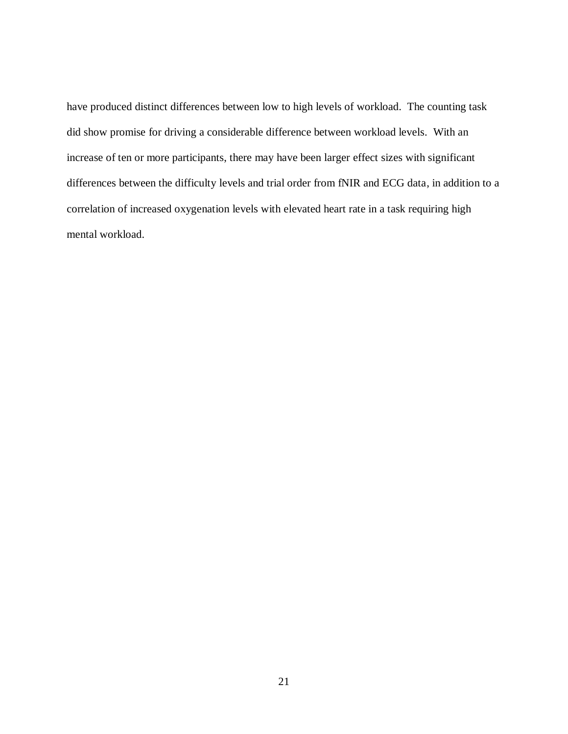have produced distinct differences between low to high levels of workload. The counting task did show promise for driving a considerable difference between workload levels. With an increase of ten or more participants, there may have been larger effect sizes with significant differences between the difficulty levels and trial order from fNIR and ECG data, in addition to a correlation of increased oxygenation levels with elevated heart rate in a task requiring high mental workload.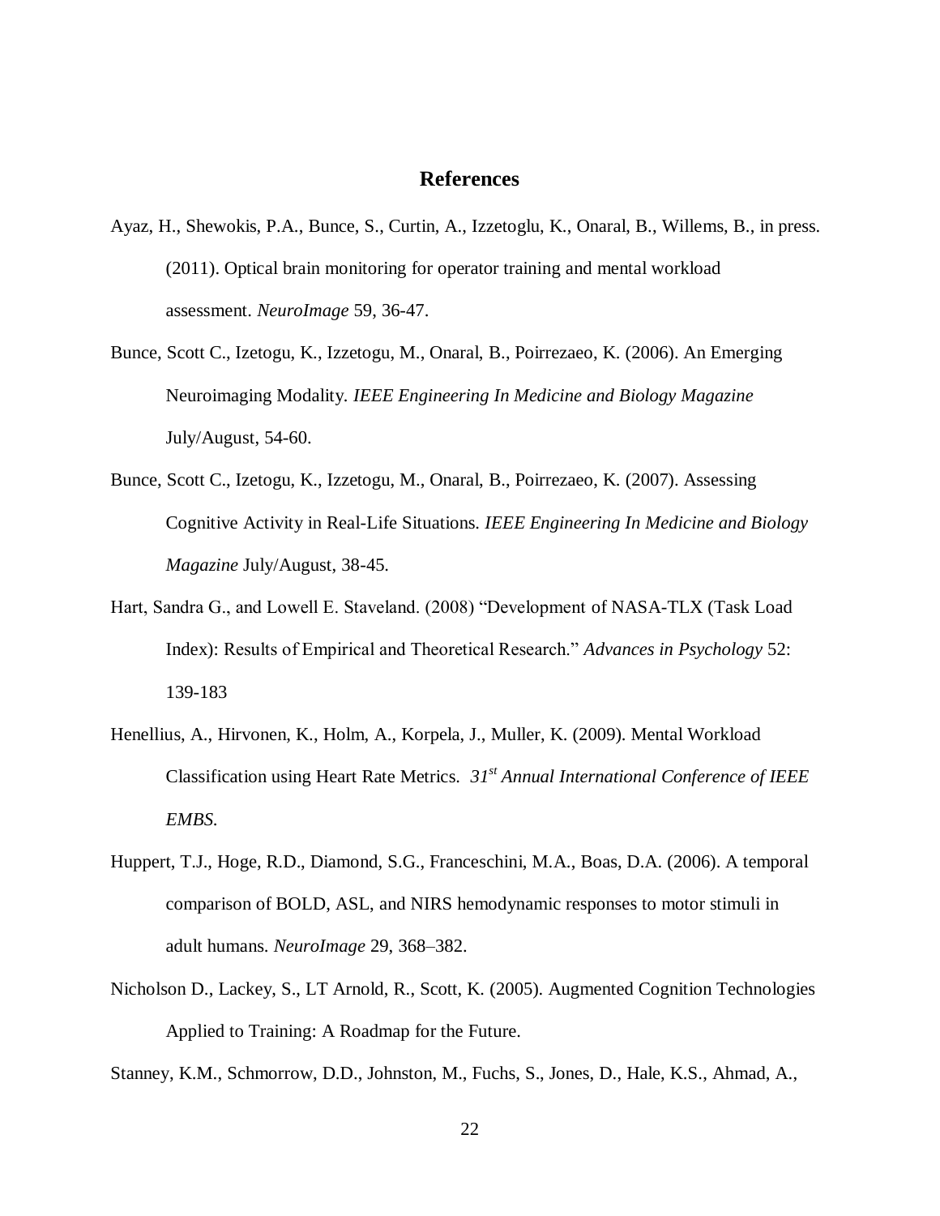## References

Ayaz, H., Shewokis, P.A., Bunce, S., Curtin, A., Izzetoglu, K., Onaral, B., Willems, B., in press. (2011). Optical brain monitoring for operator training and mental workload assessment. *NeuroImage* 59, 36-47.

Bunce, Scott C., Izetogu, K., Izzetogu, M., Onaral, B., Poirrezaeo, K. (2006). An Emerging Neuroimaging Modality. *IEEE Engineering In Medicine and Biology Magazine* July/August, 54-60.

Bunce, Scott C., Izetogu, K., Izzetogu, M., Onaral, B., Poirrezaeo, K. (2007). Assessing Cognitive Activity in Real-Life Situations. *IEEE Engineering In Medicine and Biology Magazine* July/August, 38-45.

Hart, Sandra G., and Lowell E. Staveland. (2008) "Development of NASA-TLX (Task Load Index): Results of Empirical and Theoretical Research." *Advances in Psychology* 52: 139-183

Henellius, A., Hirvonen, K., Holm, A., Korpela, J., Muller, K. (2009). Mental Workload Classification using Heart Rate Metrics. *31st Annual International Conference of IEEE EMBS.*

Huppert, T.J., Hoge, R.D., Diamond, S.G., Franceschini, M.A., Boas, D.A. (2006). A temporal comparison of BOLD, ASL, and NIRS hemodynamic responses to motor stimuli in adult humans. *NeuroImage* 29, 368–382.

Nicholson D., Lackey, S., LT Arnold, R., Scott, K. (2005). Augmented Cognition Technologies Applied to Training: A Roadmap for the Future.

Stanney, K.M., Schmorrow, D.D., Johnston, M., Fuchs, S., Jones, D., Hale, K.S., Ahmad, A.,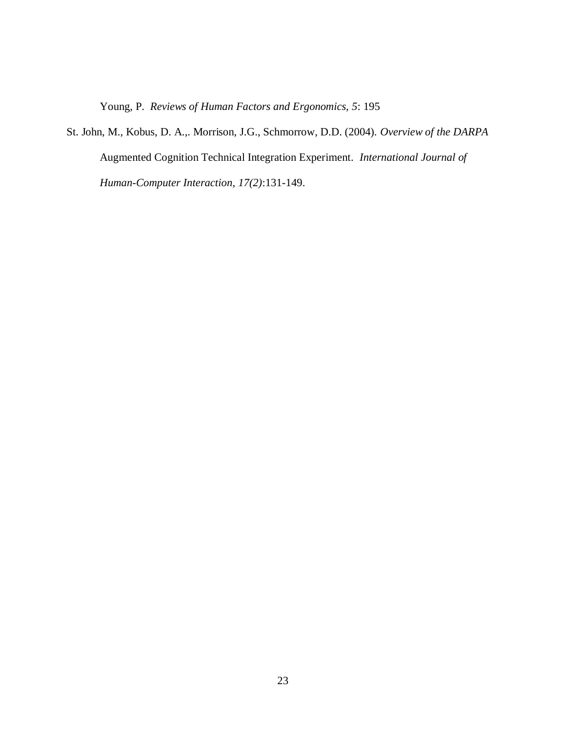Young, P. *Reviews of Human Factors and Ergonomics, 5*: 195

St. John, M., Kobus, D. A.,. Morrison, J.G., Schmorrow, D.D. (2004). *Overview of the DARPA* Augmented Cognition Technical Integration Experiment. *International Journal of Human-Computer Interaction*, *17(2)*:131-149.